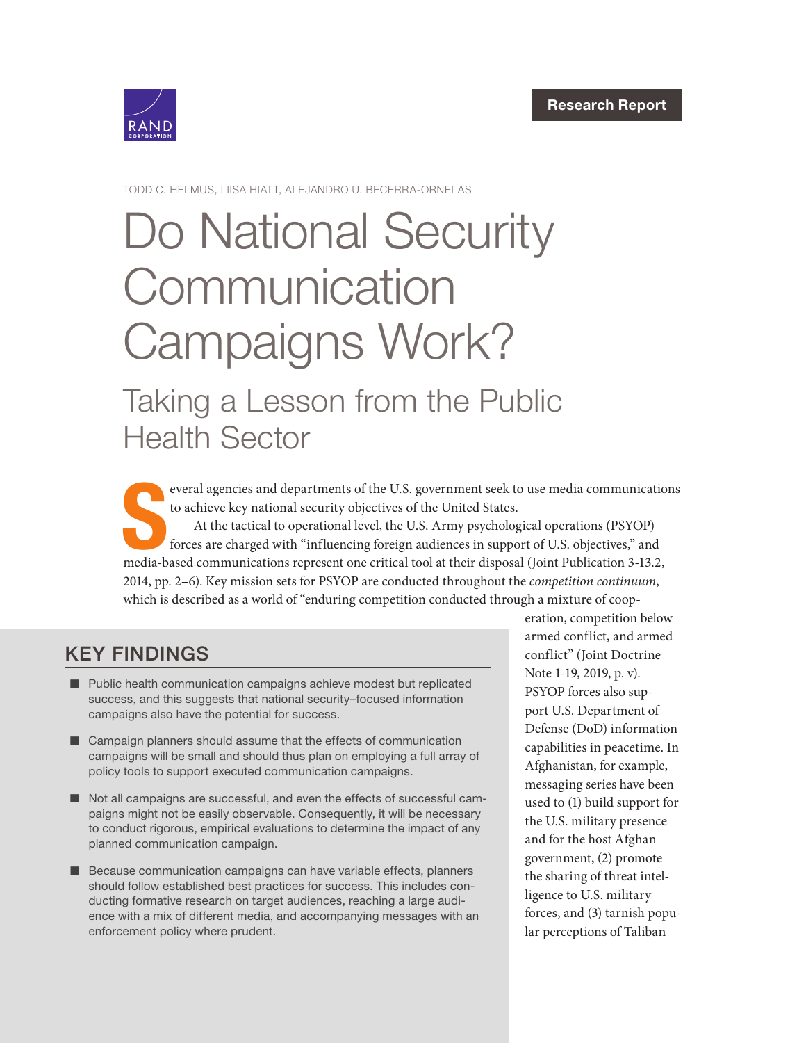Research Report

TODD C. HELMUS, LIISA HIATT, ALEJANDRO U. BECERRA-ORNELAS

# Do National Security Communication Campaigns Work?

## Taking a Lesson from the Public Health Sector

Several agencies and departments of the U.S. government seek to use media communications to achieve key national security objectives of the United States.

At the tactical to operational level, the U.S. Army psychological operations (PSYOP) forces are charged with "influencing foreign audiences in support of U.S. objectives," and media-based communications represent one critical tool at their disposal (Joint Publication 3-13.2, 2014, pp. 2–6). Key mission sets for PSYOP are conducted throughout the *competition continuum*, which is described as a world of "enduring competition conducted through a mixture of cooperation, competition below armed conflict, and armed conflict" (Joint Doctrine Note 1-19, 2019, p. v). PSYOP forces also support U.S. Department of Defense (DoD) information capabilities in peacetime. In Afghanistan, for example, messaging series have been used to (1) build support for the U.S. military presence and for the host Afghan government, (2) promote the sharing of threat intelligence to U.S. military forces, and (3) tarnish popular perceptions of Taliban

## KEY FINDINGS

- Public health communication campaigns achieve modest but replicated success, and this suggests that national security–focused information campaigns also have the potential for success.
- Campaign planners should assume that the effects of communication campaigns will be small and should thus plan on employing a full array of policy tools to support executed communication campaigns.
- Not all campaigns are successful, and even the effects of successful campaigns might not be easily observable. Consequently, it will be necessary to conduct rigorous, empirical evaluations to determine the impact of any planned communication campaign.
- Because communication campaigns can have variable effects, planners should follow established best practices for success. This includes conducting formative research on target audiences, reaching a large audience with a mix of different media, and accompanying messages with an enforcement policy where prudent.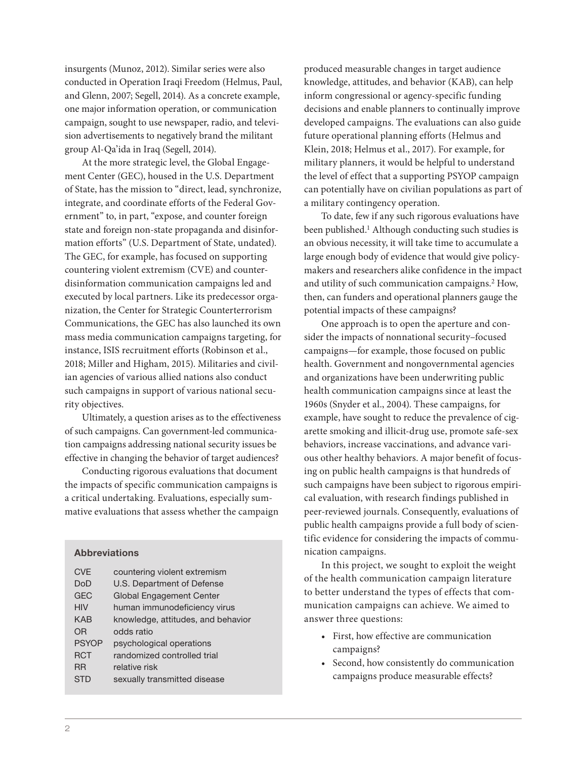insurgents (Munoz, 2012). Similar series were also conducted in Operation Iraqi Freedom (Helmus, Paul, and Glenn, 2007; Segell, 2014). As a concrete example, one major information operation, or communication campaign, sought to use newspaper, radio, and television advertisements to negatively brand the militant group Al-Qa'ida in Iraq (Segell, 2014).

At the more strategic level, the Global Engagement Center (GEC), housed in the U.S. Department of State, has the mission to "direct, lead, synchronize, integrate, and coordinate efforts of the Federal Government" to, in part, "expose, and counter foreign state and foreign non-state propaganda and disinformation efforts" (U.S. Department of State, undated). The GEC, for example, has focused on supporting countering violent extremism (CVE) and counter-disinformation communication campaigns led and executed by local partners. Like its predecessor organization, the Center for Strategic Counterterrorism Communications, the GEC has also launched its own mass media communication campaigns targeting, for instance, ISIS recruitment efforts (Robinson et al., 2018; Miller and Higham, 2015). Militaries and civilian agencies of various allied nations also conduct such campaigns in support of various national security objectives.

Ultimately, a question arises as to the effectiveness of such campaigns. Can government-led communication campaigns addressing national security issues be effective in changing the behavior of target audiences?

Conducting rigorous evaluations that document the impacts of specific communication campaigns is a critical undertaking. Evaluations, especially summative evaluations that assess whether the campaign produced measurable changes in target audience knowledge, attitudes, and behavior (KAB), can help inform congressional or agency-specific funding decisions and enable planners to continually improve developed campaigns. The evaluations can also guide future operational planning efforts (Helmus and Klein, 2018; Helmus et al., 2017). For example, for military planners, it would be helpful to understand the level of effect that a supporting PSYOP campaign can potentially have on civilian populations as part of a military contingency operation.

To date, few if any such rigorous evaluations have been published.[1] Although conducting such studies is an obvious necessity, it will take time to accumulate a large enough body of evidence that would give policymakers and researchers alike confidence in the impact and utility of such communication campaigns.[2] How, then, can funders and operational planners gauge the potential impacts of these campaigns?

One approach is to open the aperture and consider the impacts of nonnational security–focused campaigns—for example, those focused on public health. Government and nongovernmental agencies and organizations have been underwriting public health communication campaigns since at least the 1960s (Snyder et al., 2004). These campaigns, for example, have sought to reduce the prevalence of cigarette smoking and illicit-drug use, promote safe-sex behaviors, increase vaccinations, and advance various other healthy behaviors. A major benefit of focusing on public health campaigns is that hundreds of such campaigns have been subject to rigorous empirical evaluation, with research findings published in peer-reviewed journals. Consequently, evaluations of public health campaigns provide a full body of scientific evidence for considering the impacts of communication campaigns.

In this project, we sought to exploit the weight of the health communication campaign literature to better understand the types of effects that communication campaigns can achieve. We aimed to answer three questions:

- First, how effective are communication campaigns?
- Second, how consistently do communication campaigns produce measurable effects?

**Abbreviations**

| | |
|---|---|
| CVE | countering violent extremism |
| DoD | U.S. Department of Defense |
| GEC | Global Engagement Center |
| HIV | human immunodeficiency virus |
| KAB | knowledge, attitudes, and behavior |
| OR | odds ratio |
| PSYOP | psychological operations |
| RCT | randomized controlled trial |
| RR | relative risk |
| STD | sexually transmitted disease |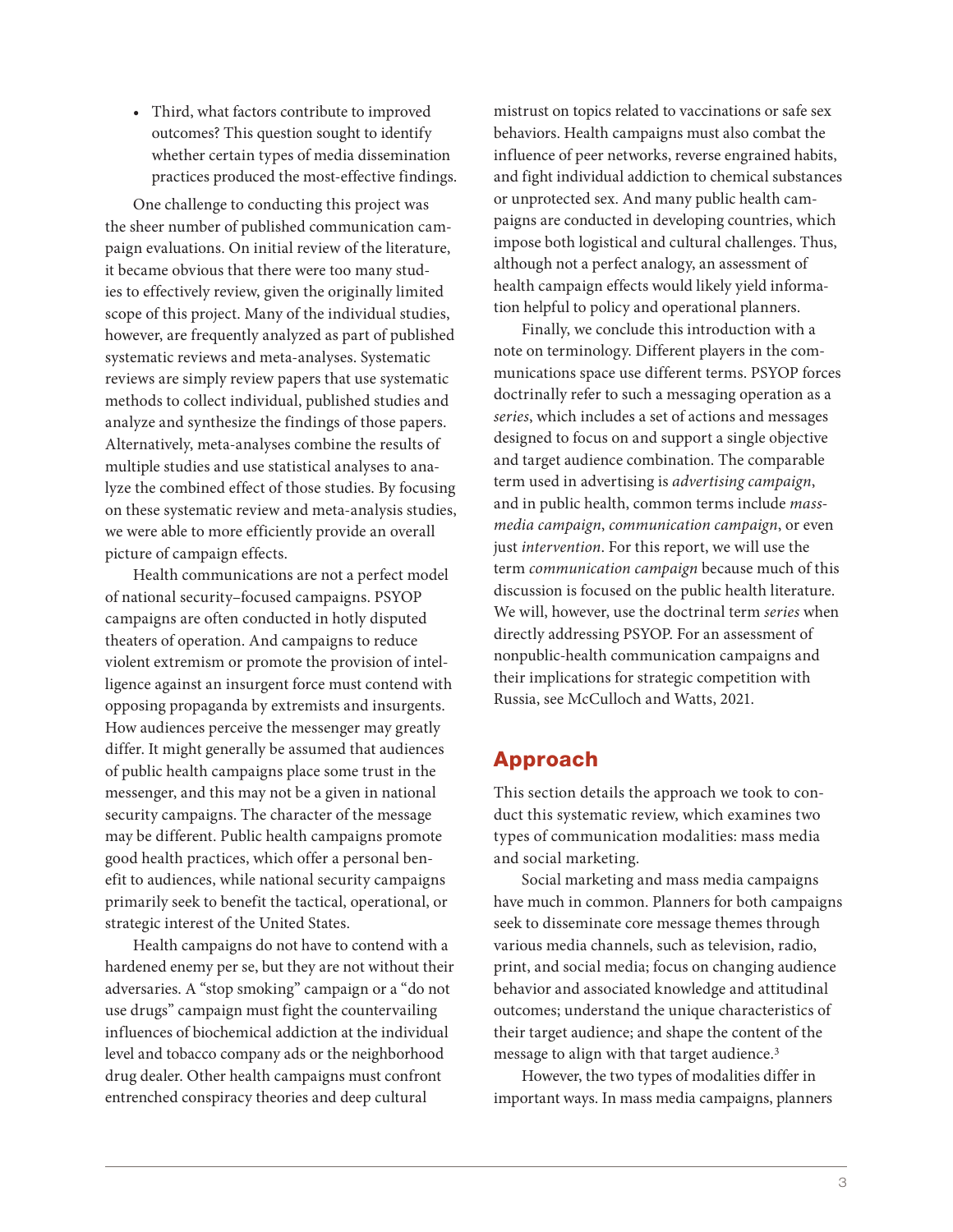- Third, what factors contribute to improved outcomes? This question sought to identify whether certain types of media dissemination practices produced the most-effective findings.

One challenge to conducting this project was the sheer number of published communication campaign evaluations. On initial review of the literature, it became obvious that there were too many studies to effectively review, given the originally limited scope of this project. Many of the individual studies, however, are frequently analyzed as part of published systematic reviews and meta-analyses. Systematic reviews are simply review papers that use systematic methods to collect individual, published studies and analyze and synthesize the findings of those papers. Alternatively, meta-analyses combine the results of multiple studies and use statistical analyses to analyze the combined effect of those studies. By focusing on these systematic review and meta-analysis studies, we were able to more efficiently provide an overall picture of campaign effects.

Health communications are not a perfect model of national security–focused campaigns. PSYOP campaigns are often conducted in hotly disputed theaters of operation. And campaigns to reduce violent extremism or promote the provision of intelligence against an insurgent force must contend with opposing propaganda by extremists and insurgents. How audiences perceive the messenger may greatly differ. It might generally be assumed that audiences of public health campaigns place some trust in the messenger, and this may not be a given in national security campaigns. The character of the message may be different. Public health campaigns promote good health practices, which offer a personal benefit to audiences, while national security campaigns primarily seek to benefit the tactical, operational, or strategic interest of the United States.

Health campaigns do not have to contend with a hardened enemy per se, but they are not without their adversaries. A "stop smoking" campaign or a "do not use drugs" campaign must fight the countervailing influences of biochemical addiction at the individual level and tobacco company ads or the neighborhood drug dealer. Other health campaigns must confront entrenched conspiracy theories and deep cultural mistrust on topics related to vaccinations or safe sex behaviors. Health campaigns must also combat the influence of peer networks, reverse engrained habits, and fight individual addiction to chemical substances or unprotected sex. And many public health campaigns are conducted in developing countries, which impose both logistical and cultural challenges. Thus, although not a perfect analogy, an assessment of health campaign effects would likely yield information helpful to policy and operational planners.

Finally, we conclude this introduction with a note on terminology. Different players in the communications space use different terms. PSYOP forces doctrinally refer to such a messaging operation as a *series*, which includes a set of actions and messages designed to focus on and support a single objective and target audience combination. The comparable term used in advertising is *advertising campaign*, and in public health, common terms include *mass-media campaign*, *communication campaign*, or even just *intervention*. For this report, we will use the term *communication campaign* because much of this discussion is focused on the public health literature. We will, however, use the doctrinal term *series* when directly addressing PSYOP. For an assessment of nonpublic-health communication campaigns and their implications for strategic competition with Russia, see McCulloch and Watts, 2021.

## Approach

This section details the approach we took to conduct this systematic review, which examines two types of communication modalities: mass media and social marketing.

Social marketing and mass media campaigns have much in common. Planners for both campaigns seek to disseminate core message themes through various media channels, such as television, radio, print, and social media; focus on changing audience behavior and associated knowledge and attitudinal outcomes; understand the unique characteristics of their target audience; and shape the content of the message to align with that target audience.[3]

However, the two types of modalities differ in important ways. In mass media campaigns, planners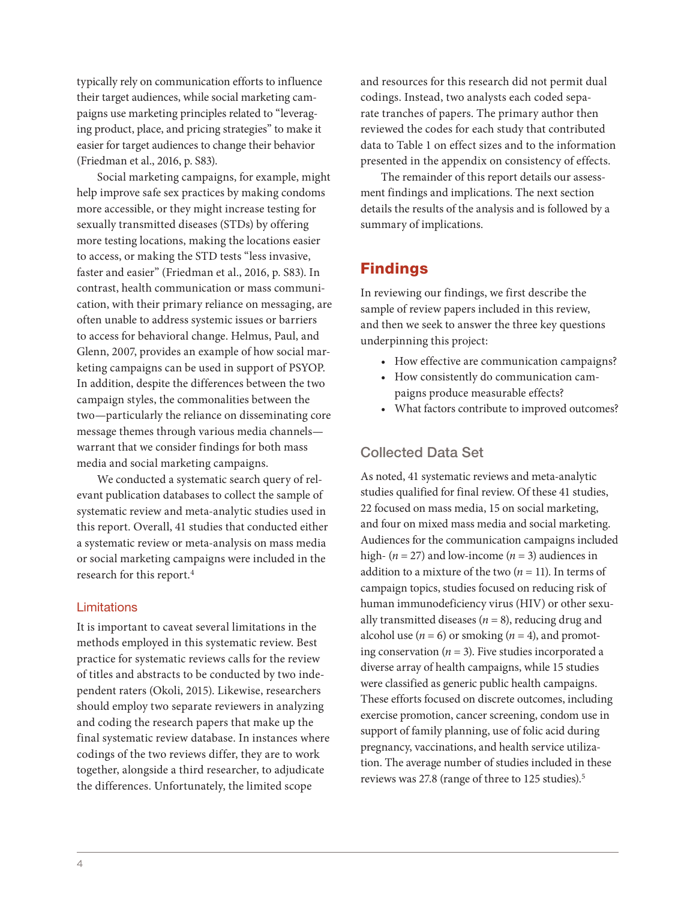typically rely on communication efforts to influence their target audiences, while social marketing campaigns use marketing principles related to "leveraging product, place, and pricing strategies" to make it easier for target audiences to change their behavior (Friedman et al., 2016, p. S83).

Social marketing campaigns, for example, might help improve safe sex practices by making condoms more accessible, or they might increase testing for sexually transmitted diseases (STDs) by offering more testing locations, making the locations easier to access, or making the STD tests "less invasive, faster and easier" (Friedman et al., 2016, p. S83). In contrast, health communication or mass communication, with their primary reliance on messaging, are often unable to address systemic issues or barriers to access for behavioral change. Helmus, Paul, and Glenn, 2007, provides an example of how social marketing campaigns can be used in support of PSYOP. In addition, despite the differences between the two campaign styles, the commonalities between the two—particularly the reliance on disseminating core message themes through various media channels—warrant that we consider findings for both mass media and social marketing campaigns.

We conducted a systematic search query of relevant publication databases to collect the sample of systematic review and meta-analytic studies used in this report. Overall, 41 studies that conducted either a systematic review or meta-analysis on mass media or social marketing campaigns were included in the research for this report.[4]

### Limitations

It is important to caveat several limitations in the methods employed in this systematic review. Best practice for systematic reviews calls for the review of titles and abstracts to be conducted by two independent raters (Okoli, 2015). Likewise, researchers should employ two separate reviewers in analyzing and coding the research papers that make up the final systematic review database. In instances where codings of the two reviews differ, they are to work together, alongside a third researcher, to adjudicate the differences. Unfortunately, the limited scope and resources for this research did not permit dual codings. Instead, two analysts each coded separate tranches of papers. The primary author then reviewed the codes for each study that contributed data to Table 1 on effect sizes and to the information presented in the appendix on consistency of effects.

The remainder of this report details our assessment findings and implications. The next section details the results of the analysis and is followed by a summary of implications.

## Findings

In reviewing our findings, we first describe the sample of review papers included in this review, and then we seek to answer the three key questions underpinning this project:

- How effective are communication campaigns?
- How consistently do communication campaigns produce measurable effects?
- What factors contribute to improved outcomes?

### Collected Data Set

As noted, 41 systematic reviews and meta-analytic studies qualified for final review. Of these 41 studies, 22 focused on mass media, 15 on social marketing, and four on mixed mass media and social marketing. Audiences for the communication campaigns included high- ($n = 27$) and low-income ($n = 3$) audiences in addition to a mixture of the two ($n = 11$). In terms of campaign topics, studies focused on reducing risk of human immunodeficiency virus (HIV) or other sexually transmitted diseases ($n = 8$), reducing drug and alcohol use ($n = 6$) or smoking ($n = 4$), and promoting conservation ($n = 3$). Five studies incorporated a diverse array of health campaigns, while 15 studies were classified as generic public health campaigns. These efforts focused on discrete outcomes, including exercise promotion, cancer screening, condom use in support of family planning, use of folic acid during pregnancy, vaccinations, and health service utilization. The average number of studies included in these reviews was 27.8 (range of three to 125 studies).[5]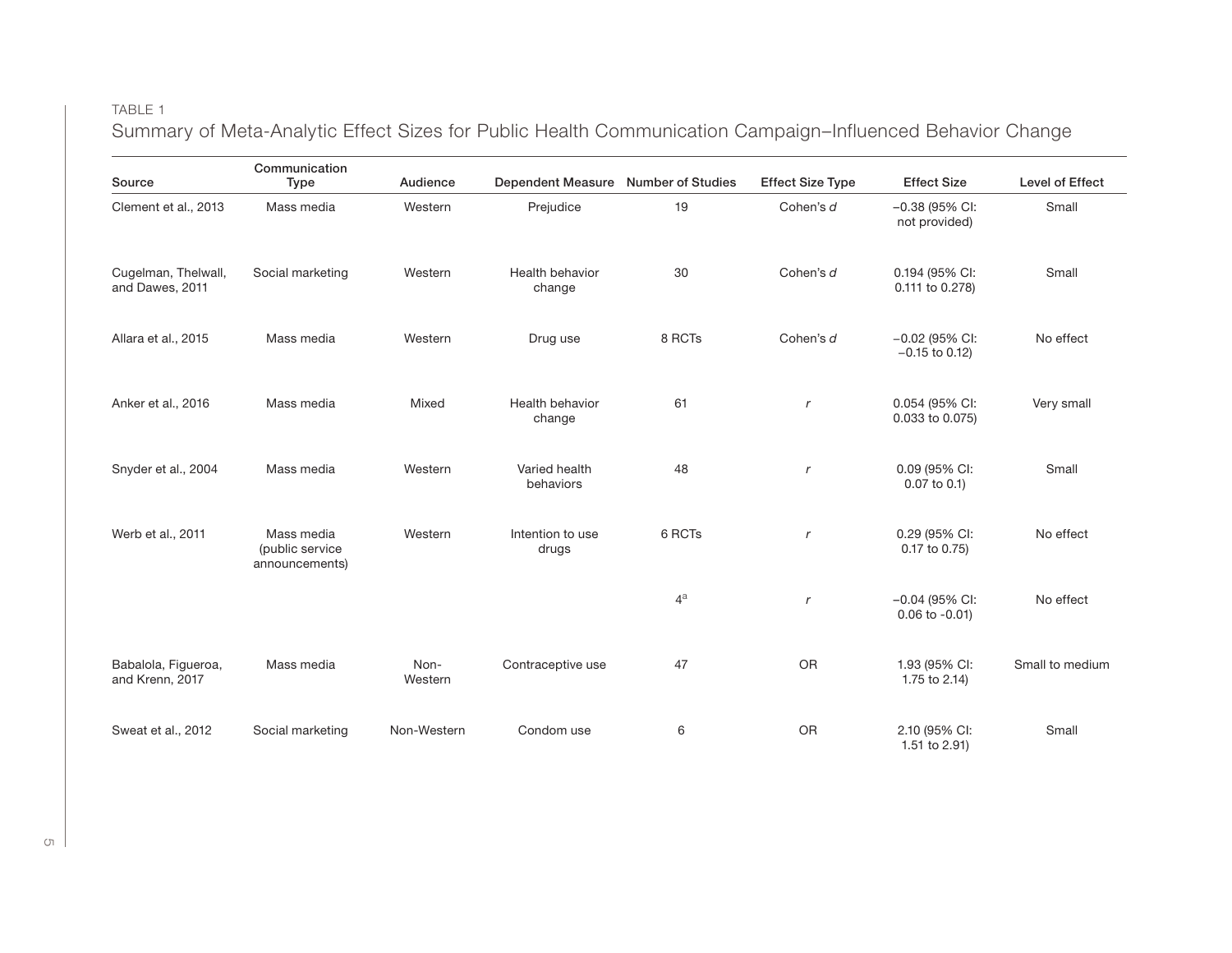TABLE 1

Summary of Meta-Analytic Effect Sizes for Public Health Communication Campaign–Influenced Behavior Change

| Source | Communication Type | Audience | Dependent Measure | Number of Studies | Effect Size Type | Effect Size | Level of Effect |
|---|---|---|---|---|---|---|---|
| Clement et al., 2013 | Mass media | Western | Prejudice | 19 | Cohen's *d* | −0.38 (95% CI: not provided) | Small |
| Cugelman, Thelwall, and Dawes, 2011 | Social marketing | Western | Health behavior change | 30 | Cohen's *d* | 0.194 (95% CI: 0.111 to 0.278) | Small |
| Allara et al., 2015 | Mass media | Western | Drug use | 8 RCTs | Cohen's *d* | −0.02 (95% CI: −0.15 to 0.12) | No effect |
| Anker et al., 2016 | Mass media | Mixed | Health behavior change | 61 | *r* | 0.054 (95% CI: 0.033 to 0.075) | Very small |
| Snyder et al., 2004 | Mass media | Western | Varied health behaviors | 48 | *r* | 0.09 (95% CI: 0.07 to 0.1) | Small |
| Werb et al., 2011 | Mass media (public service announcements) | Western | Intention to use drugs | 6 RCTs | *r* | 0.29 (95% CI: 0.17 to 0.75) | No effect |
| | | | | 4[a] | *r* | −0.04 (95% CI: 0.06 to -0.01) | No effect |
| Babalola, Figueroa, and Krenn, 2017 | Mass media | Non-Western | Contraceptive use | 47 | OR | 1.93 (95% CI: 1.75 to 2.14) | Small to medium |
| Sweat et al., 2012 | Social marketing | Non-Western | Condom use | 6 | OR | 2.10 (95% CI: 1.51 to 2.91) | Small |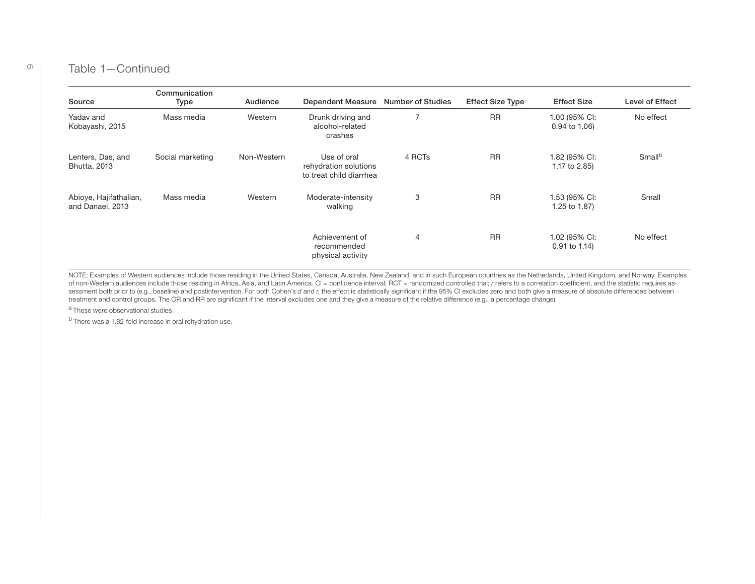Table 1—Continued

| Source | Communication Type | Audience | Dependent Measure | Number of Studies | Effect Size Type | Effect Size | Level of Effect |
|---|---|---|---|---|---|---|---|
| Yadav and Kobayashi, 2015 | Mass media | Western | Drunk driving and alcohol-related crashes | 7 | RR | 1.00 (95% CI: 0.94 to 1.06) | No effect |
| Lenters, Das, and Bhutta, 2013 | Social marketing | Non-Western | Use of oral rehydration solutions to treat child diarrhea | 4 RCTs | RR | 1.82 (95% CI: 1.17 to 2.85) | Small[b] |
| Abioye, Hajifathalian, and Danaei, 2013 | Mass media | Western | Moderate-intensity walking | 3 | RR | 1.53 (95% CI: 1.25 to 1.87) | Small |
| | | | Achievement of recommended physical activity | 4 | RR | 1.02 (95% CI: 0.91 to 1.14) | No effect |

NOTE: Examples of Western audiences include those residing in the United States, Canada, Australia, New Zealand, and in such European countries as the Netherlands, United Kingdom, and Norway. Examples of non-Western audiences include those residing in Africa, Asia, and Latin America. CI = confidence interval; RCT = randomized controlled trial; *r* refers to a correlation coefficient, and the statistic requires assessment both prior to (e.g., baseline) and postintervention. For both Cohen's *d* and *r*, the effect is statistically significant if the 95% CI excludes zero and both give a measure of absolute differences between treatment and control groups. The OR and RR are significant if the interval excludes one and they give a measure of the relative difference (e.g., a percentage change).

[a] These were observational studies.

[b] There was a 1.82-fold increase in oral rehydration use.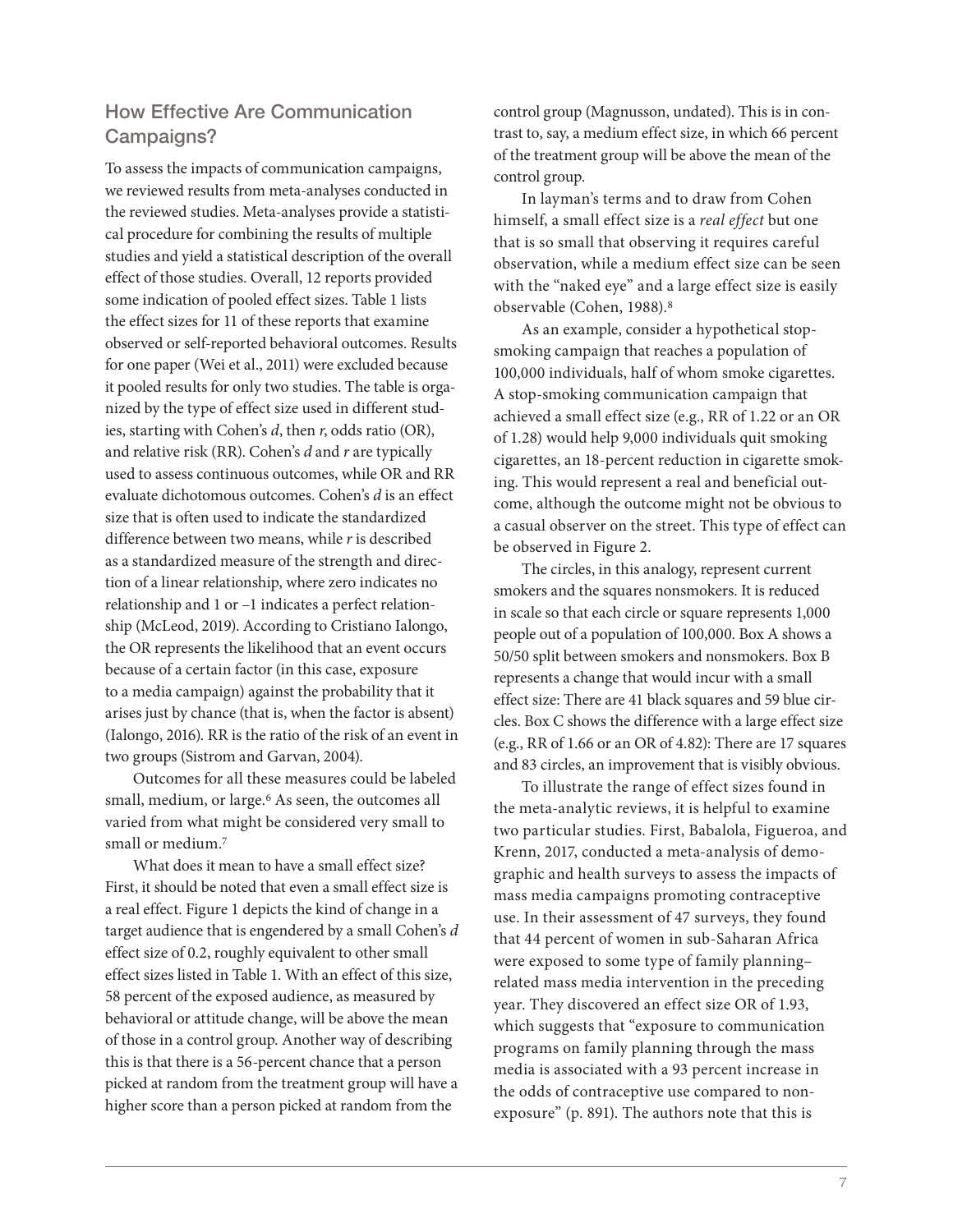## How Effective Are Communication Campaigns?

To assess the impacts of communication campaigns, we reviewed results from meta-analyses conducted in the reviewed studies. Meta-analyses provide a statistical procedure for combining the results of multiple studies and yield a statistical description of the overall effect of those studies. Overall, 12 reports provided some indication of pooled effect sizes. Table 1 lists the effect sizes for 11 of these reports that examine observed or self-reported behavioral outcomes. Results for one paper (Wei et al., 2011) were excluded because it pooled results for only two studies. The table is organized by the type of effect size used in different studies, starting with Cohen's *d*, then *r*, odds ratio (OR), and relative risk (RR). Cohen's *d* and *r* are typically used to assess continuous outcomes, while OR and RR evaluate dichotomous outcomes. Cohen's *d* is an effect size that is often used to indicate the standardized difference between two means, while *r* is described as a standardized measure of the strength and direction of a linear relationship, where zero indicates no relationship and 1 or –1 indicates a perfect relationship (McLeod, 2019). According to Cristiano Ialongo, the OR represents the likelihood that an event occurs because of a certain factor (in this case, exposure to a media campaign) against the probability that it arises just by chance (that is, when the factor is absent) (Ialongo, 2016). RR is the ratio of the risk of an event in two groups (Sistrom and Garvan, 2004).

Outcomes for all these measures could be labeled small, medium, or large.[6] As seen, the outcomes all varied from what might be considered very small to small or medium.[7]

What does it mean to have a small effect size? First, it should be noted that even a small effect size is a real effect. Figure 1 depicts the kind of change in a target audience that is engendered by a small Cohen's *d* effect size of 0.2, roughly equivalent to other small effect sizes listed in Table 1. With an effect of this size, 58 percent of the exposed audience, as measured by behavioral or attitude change, will be above the mean of those in a control group. Another way of describing this is that there is a 56-percent chance that a person picked at random from the treatment group will have a higher score than a person picked at random from the control group (Magnusson, undated). This is in contrast to, say, a medium effect size, in which 66 percent of the treatment group will be above the mean of the control group.

In layman's terms and to draw from Cohen himself, a small effect size is a *real effect* but one that is so small that observing it requires careful observation, while a medium effect size can be seen with the "naked eye" and a large effect size is easily observable (Cohen, 1988).[8]

As an example, consider a hypothetical stop-smoking campaign that reaches a population of 100,000 individuals, half of whom smoke cigarettes. A stop-smoking communication campaign that achieved a small effect size (e.g., RR of 1.22 or an OR of 1.28) would help 9,000 individuals quit smoking cigarettes, an 18-percent reduction in cigarette smoking. This would represent a real and beneficial outcome, although the outcome might not be obvious to a casual observer on the street. This type of effect can be observed in Figure 2.

The circles, in this analogy, represent current smokers and the squares nonsmokers. It is reduced in scale so that each circle or square represents 1,000 people out of a population of 100,000. Box A shows a 50/50 split between smokers and nonsmokers. Box B represents a change that would incur with a small effect size: There are 41 black squares and 59 blue circles. Box C shows the difference with a large effect size (e.g., RR of 1.66 or an OR of 4.82): There are 17 squares and 83 circles, an improvement that is visibly obvious.

To illustrate the range of effect sizes found in the meta-analytic reviews, it is helpful to examine two particular studies. First, Babalola, Figueroa, and Krenn, 2017, conducted a meta-analysis of demographic and health surveys to assess the impacts of mass media campaigns promoting contraceptive use. In their assessment of 47 surveys, they found that 44 percent of women in sub-Saharan Africa were exposed to some type of family planning–related mass media intervention in the preceding year. They discovered an effect size OR of 1.93, which suggests that "exposure to communication programs on family planning through the mass media is associated with a 93 percent increase in the odds of contraceptive use compared to non-exposure" (p. 891). The authors note that this is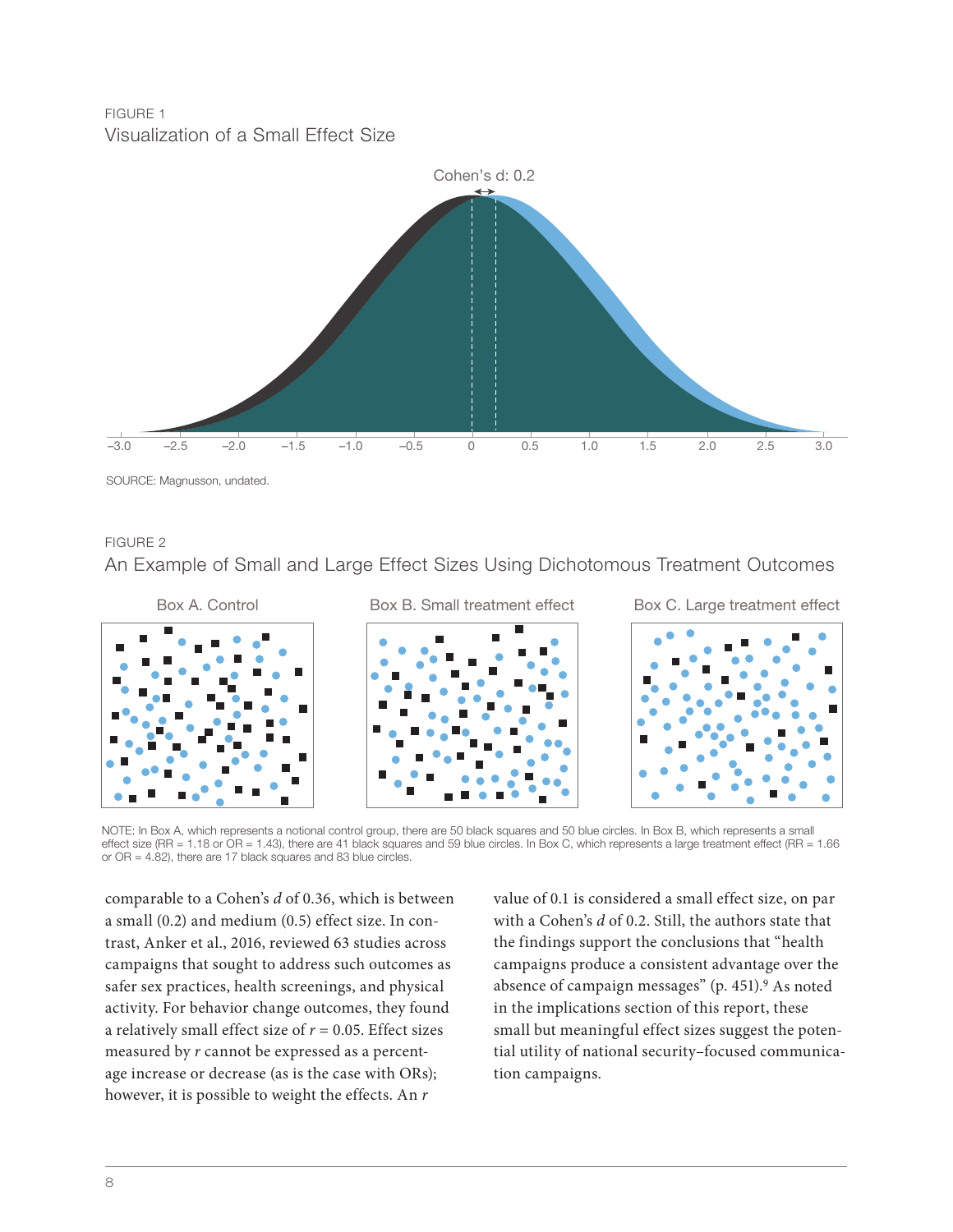FIGURE 1

Visualization of a Small Effect Size

SOURCE: Magnusson, undated.

FIGURE 2

An Example of Small and Large Effect Sizes Using Dichotomous Treatment Outcomes

NOTE: In Box A, which represents a notional control group, there are 50 black squares and 50 blue circles. In Box B, which represents a small effect size (RR = 1.18 or OR = 1.43), there are 41 black squares and 59 blue circles. In Box C, which represents a large treatment effect (RR = 1.66 or OR = 4.82), there are 17 black squares and 83 blue circles.

comparable to a Cohen's *d* of 0.36, which is between a small (0.2) and medium (0.5) effect size. In contrast, Anker et al., 2016, reviewed 63 studies across campaigns that sought to address such outcomes as safer sex practices, health screenings, and physical activity. For behavior change outcomes, they found a relatively small effect size of $r = 0.05$. Effect sizes measured by $r$ cannot be expressed as a percentage increase or decrease (as is the case with ORs); however, it is possible to weight the effects. An $r$ value of 0.1 is considered a small effect size, on par with a Cohen's *d* of 0.2. Still, the authors state that the findings support the conclusions that "health campaigns produce a consistent advantage over the absence of campaign messages" (p. 451).[9] As noted in the implications section of this report, these small but meaningful effect sizes suggest the potential utility of national security–focused communication campaigns.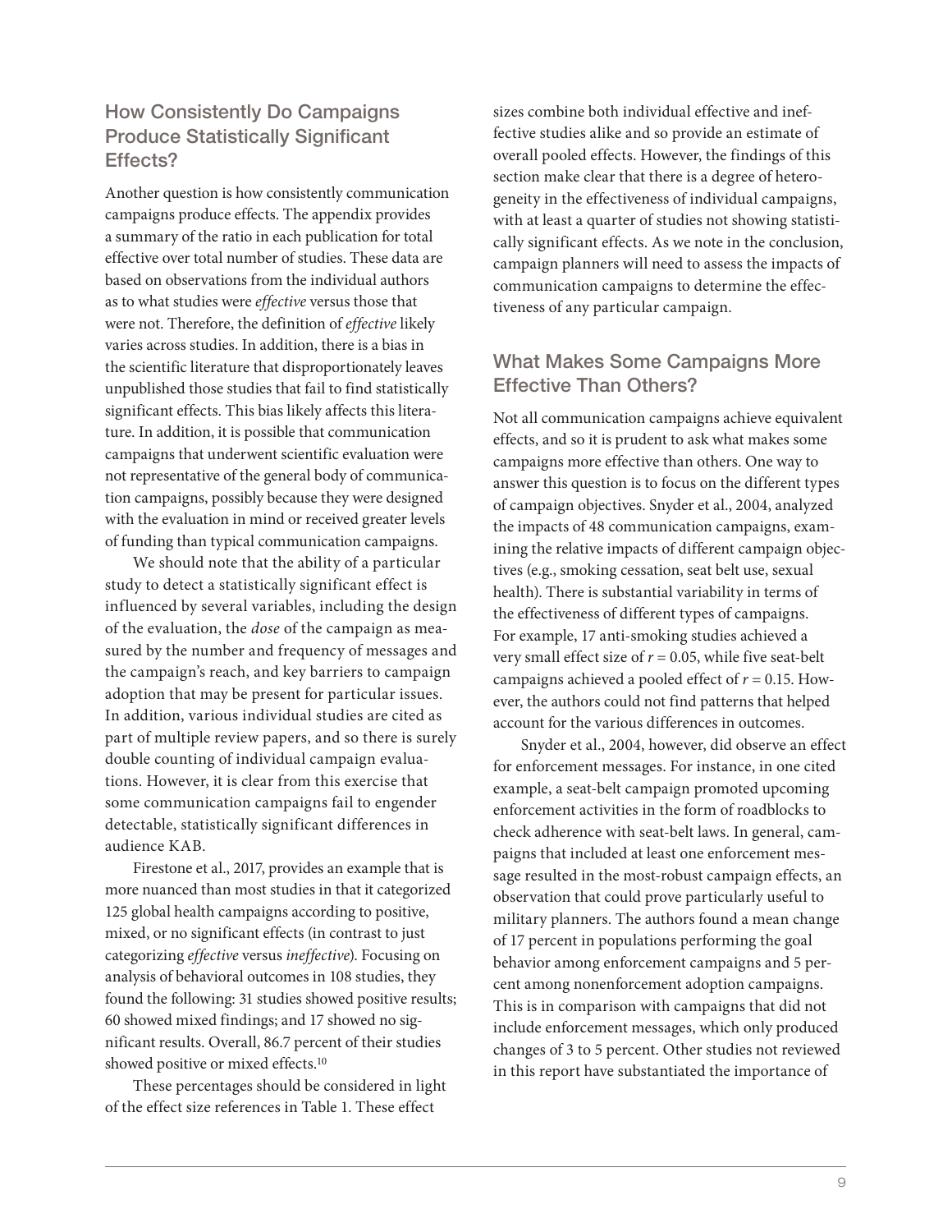## How Consistently Do Campaigns Produce Statistically Significant Effects?

Another question is how consistently communication campaigns produce effects. The appendix provides a summary of the ratio in each publication for total effective over total number of studies. These data are based on observations from the individual authors as to what studies were *effective* versus those that were not. Therefore, the definition of *effective* likely varies across studies. In addition, there is a bias in the scientific literature that disproportionately leaves unpublished those studies that fail to find statistically significant effects. This bias likely affects this literature. In addition, it is possible that communication campaigns that underwent scientific evaluation were not representative of the general body of communication campaigns, possibly because they were designed with the evaluation in mind or received greater levels of funding than typical communication campaigns.

We should note that the ability of a particular study to detect a statistically significant effect is influenced by several variables, including the design of the evaluation, the *dose* of the campaign as measured by the number and frequency of messages and the campaign's reach, and key barriers to campaign adoption that may be present for particular issues. In addition, various individual studies are cited as part of multiple review papers, and so there is surely double counting of individual campaign evaluations. However, it is clear from this exercise that some communication campaigns fail to engender detectable, statistically significant differences in audience KAB.

Firestone et al., 2017, provides an example that is more nuanced than most studies in that it categorized 125 global health campaigns according to positive, mixed, or no significant effects (in contrast to just categorizing *effective* versus *ineffective*). Focusing on analysis of behavioral outcomes in 108 studies, they found the following: 31 studies showed positive results; 60 showed mixed findings; and 17 showed no significant results. Overall, 86.7 percent of their studies showed positive or mixed effects.[10]

These percentages should be considered in light of the effect size references in Table 1. These effect sizes combine both individual effective and ineffective studies alike and so provide an estimate of overall pooled effects. However, the findings of this section make clear that there is a degree of heterogeneity in the effectiveness of individual campaigns, with at least a quarter of studies not showing statistically significant effects. As we note in the conclusion, campaign planners will need to assess the impacts of communication campaigns to determine the effectiveness of any particular campaign.

## What Makes Some Campaigns More Effective Than Others?

Not all communication campaigns achieve equivalent effects, and so it is prudent to ask what makes some campaigns more effective than others. One way to answer this question is to focus on the different types of campaign objectives. Snyder et al., 2004, analyzed the impacts of 48 communication campaigns, examining the relative impacts of different campaign objectives (e.g., smoking cessation, seat belt use, sexual health). There is substantial variability in terms of the effectiveness of different types of campaigns. For example, 17 anti-smoking studies achieved a very small effect size of $r = 0.05$, while five seat-belt campaigns achieved a pooled effect of $r = 0.15$. However, the authors could not find patterns that helped account for the various differences in outcomes.

Snyder et al., 2004, however, did observe an effect for enforcement messages. For instance, in one cited example, a seat-belt campaign promoted upcoming enforcement activities in the form of roadblocks to check adherence with seat-belt laws. In general, campaigns that included at least one enforcement message resulted in the most-robust campaign effects, an observation that could prove particularly useful to military planners. The authors found a mean change of 17 percent in populations performing the goal behavior among enforcement campaigns and 5 percent among nonenforcement adoption campaigns. This is in comparison with campaigns that did not include enforcement messages, which only produced changes of 3 to 5 percent. Other studies not reviewed in this report have substantiated the importance of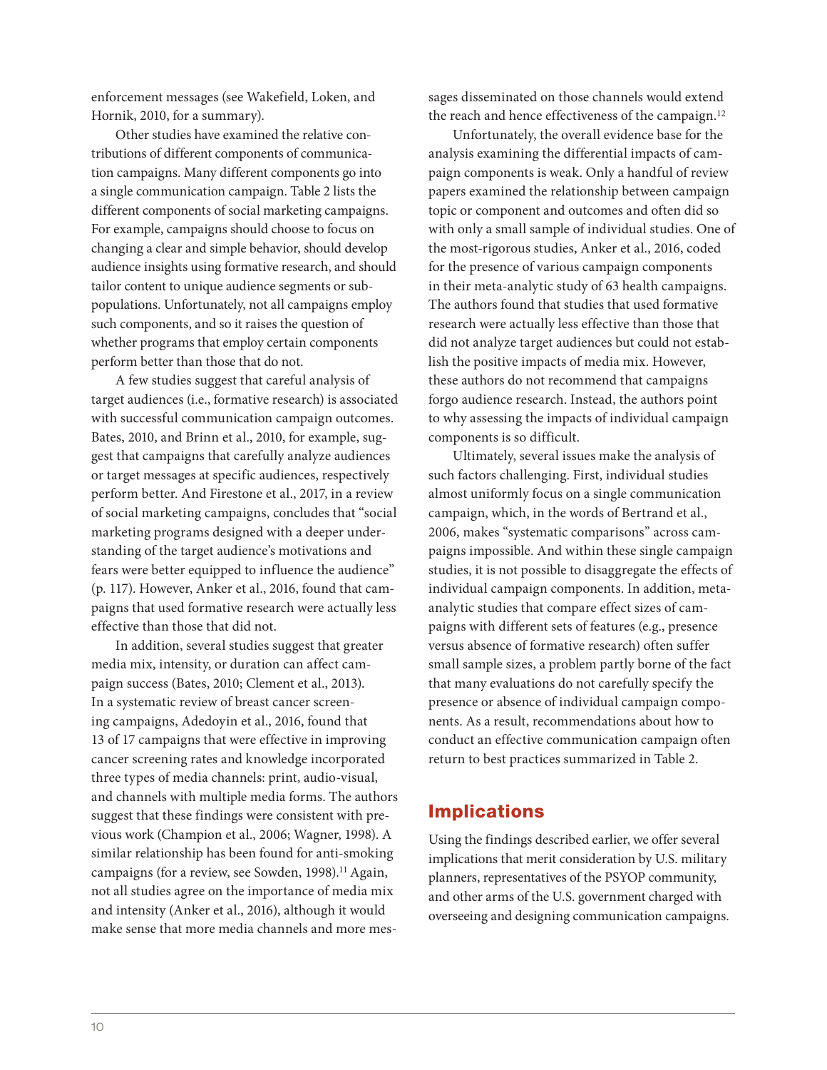enforcement messages (see Wakefield, Loken, and Hornik, 2010, for a summary).

Other studies have examined the relative contributions of different components of communication campaigns. Many different components go into a single communication campaign. Table 2 lists the different components of social marketing campaigns. For example, campaigns should choose to focus on changing a clear and simple behavior, should develop audience insights using formative research, and should tailor content to unique audience segments or subpopulations. Unfortunately, not all campaigns employ such components, and so it raises the question of whether programs that employ certain components perform better than those that do not.

A few studies suggest that careful analysis of target audiences (i.e., formative research) is associated with successful communication campaign outcomes. Bates, 2010, and Brinn et al., 2010, for example, suggest that campaigns that carefully analyze audiences or target messages at specific audiences, respectively perform better. And Firestone et al., 2017, in a review of social marketing campaigns, concludes that "social marketing programs designed with a deeper understanding of the target audience's motivations and fears were better equipped to influence the audience" (p. 117). However, Anker et al., 2016, found that campaigns that used formative research were actually less effective than those that did not.

In addition, several studies suggest that greater media mix, intensity, or duration can affect campaign success (Bates, 2010; Clement et al., 2013). In a systematic review of breast cancer screening campaigns, Adedoyin et al., 2016, found that 13 of 17 campaigns that were effective in improving cancer screening rates and knowledge incorporated three types of media channels: print, audio-visual, and channels with multiple media forms. The authors suggest that these findings were consistent with previous work (Champion et al., 2006; Wagner, 1998). A similar relationship has been found for anti-smoking campaigns (for a review, see Sowden, 1998).[11] Again, not all studies agree on the importance of media mix and intensity (Anker et al., 2016), although it would make sense that more media channels and more messages disseminated on those channels would extend the reach and hence effectiveness of the campaign.[12]

Unfortunately, the overall evidence base for the analysis examining the differential impacts of campaign components is weak. Only a handful of review papers examined the relationship between campaign topic or component and outcomes and often did so with only a small sample of individual studies. One of the most-rigorous studies, Anker et al., 2016, coded for the presence of various campaign components in their meta-analytic study of 63 health campaigns. The authors found that studies that used formative research were actually less effective than those that did not analyze target audiences but could not establish the positive impacts of media mix. However, these authors do not recommend that campaigns forgo audience research. Instead, the authors point to why assessing the impacts of individual campaign components is so difficult.

Ultimately, several issues make the analysis of such factors challenging. First, individual studies almost uniformly focus on a single communication campaign, which, in the words of Bertrand et al., 2006, makes "systematic comparisons" across campaigns impossible. And within these single campaign studies, it is not possible to disaggregate the effects of individual campaign components. In addition, meta-analytic studies that compare effect sizes of campaigns with different sets of features (e.g., presence versus absence of formative research) often suffer small sample sizes, a problem partly borne of the fact that many evaluations do not carefully specify the presence or absence of individual campaign components. As a result, recommendations about how to conduct an effective communication campaign often return to best practices summarized in Table 2.

## Implications

Using the findings described earlier, we offer several implications that merit consideration by U.S. military planners, representatives of the PSYOP community, and other arms of the U.S. government charged with overseeing and designing communication campaigns.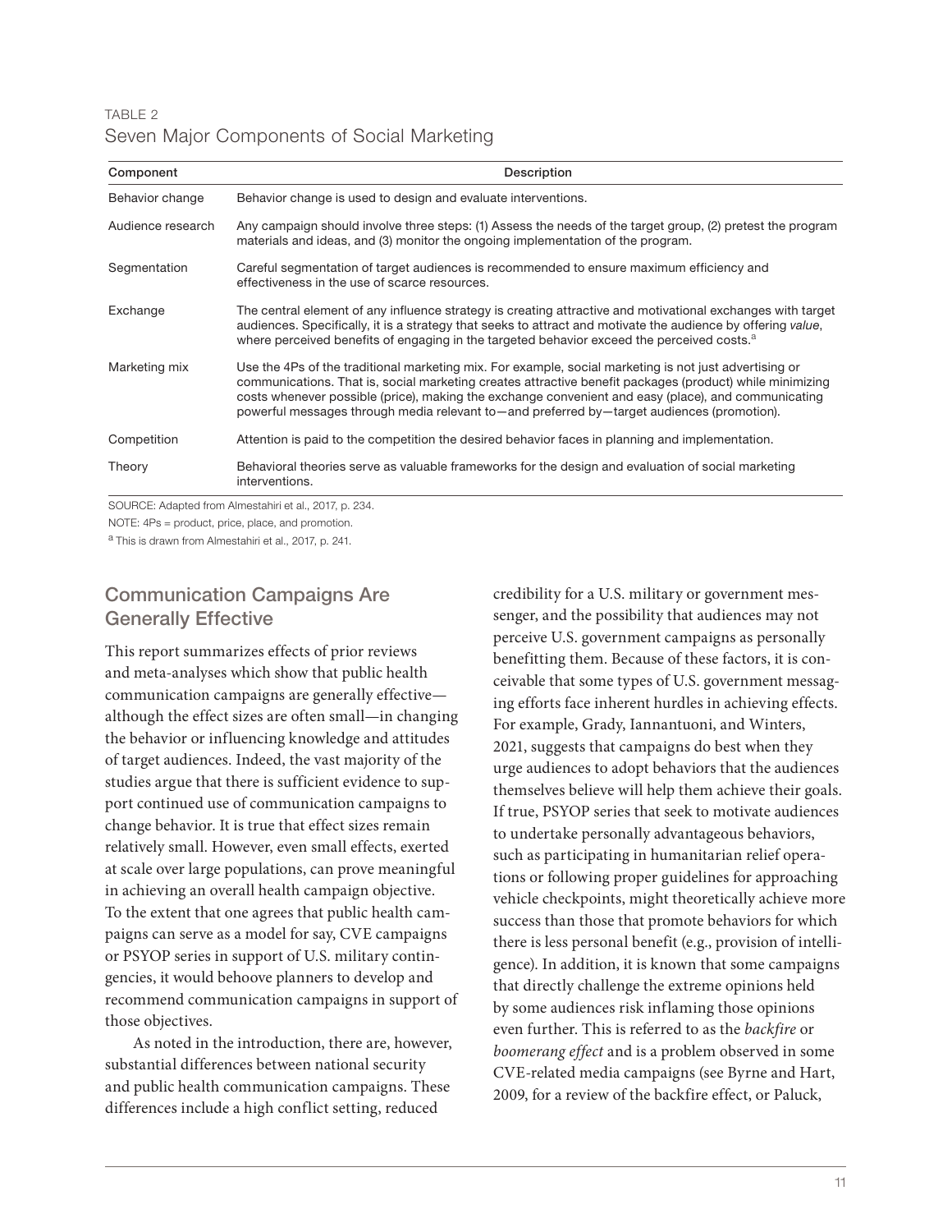TABLE 2
Seven Major Components of Social Marketing

| Component | Description |
|---|---|
| Behavior change | Behavior change is used to design and evaluate interventions. |
| Audience research | Any campaign should involve three steps: (1) Assess the needs of the target group, (2) pretest the program materials and ideas, and (3) monitor the ongoing implementation of the program. |
| Segmentation | Careful segmentation of target audiences is recommended to ensure maximum efficiency and effectiveness in the use of scarce resources. |
| Exchange | The central element of any influence strategy is creating attractive and motivational exchanges with target audiences. Specifically, it is a strategy that seeks to attract and motivate the audience by offering *value*, where perceived benefits of engaging in the targeted behavior exceed the perceived costs.[a] |
| Marketing mix | Use the 4Ps of the traditional marketing mix. For example, social marketing is not just advertising or communications. That is, social marketing creates attractive benefit packages (product) while minimizing costs whenever possible (price), making the exchange convenient and easy (place), and communicating powerful messages through media relevant to—and preferred by—target audiences (promotion). |
| Competition | Attention is paid to the competition the desired behavior faces in planning and implementation. |
| Theory | Behavioral theories serve as valuable frameworks for the design and evaluation of social marketing interventions. |

SOURCE: Adapted from Almestahiri et al., 2017, p. 234.

NOTE: 4Ps = product, price, place, and promotion.

[a] This is drawn from Almestahiri et al., 2017, p. 241.

## Communication Campaigns Are Generally Effective

This report summarizes effects of prior reviews and meta-analyses which show that public health communication campaigns are generally effective—although the effect sizes are often small—in changing the behavior or influencing knowledge and attitudes of target audiences. Indeed, the vast majority of the studies argue that there is sufficient evidence to support continued use of communication campaigns to change behavior. It is true that effect sizes remain relatively small. However, even small effects, exerted at scale over large populations, can prove meaningful in achieving an overall health campaign objective. To the extent that one agrees that public health campaigns can serve as a model for say, CVE campaigns or PSYOP series in support of U.S. military contingencies, it would behoove planners to develop and recommend communication campaigns in support of those objectives.

As noted in the introduction, there are, however, substantial differences between national security and public health communication campaigns. These differences include a high conflict setting, reduced credibility for a U.S. military or government messenger, and the possibility that audiences may not perceive U.S. government campaigns as personally benefitting them. Because of these factors, it is conceivable that some types of U.S. government messaging efforts face inherent hurdles in achieving effects. For example, Grady, Iannantuoni, and Winters, 2021, suggests that campaigns do best when they urge audiences to adopt behaviors that the audiences themselves believe will help them achieve their goals. If true, PSYOP series that seek to motivate audiences to undertake personally advantageous behaviors, such as participating in humanitarian relief operations or following proper guidelines for approaching vehicle checkpoints, might theoretically achieve more success than those that promote behaviors for which there is less personal benefit (e.g., provision of intelligence). In addition, it is known that some campaigns that directly challenge the extreme opinions held by some audiences risk inflaming those opinions even further. This is referred to as the *backfire* or *boomerang effect* and is a problem observed in some CVE-related media campaigns (see Byrne and Hart, 2009, for a review of the backfire effect, or Paluck,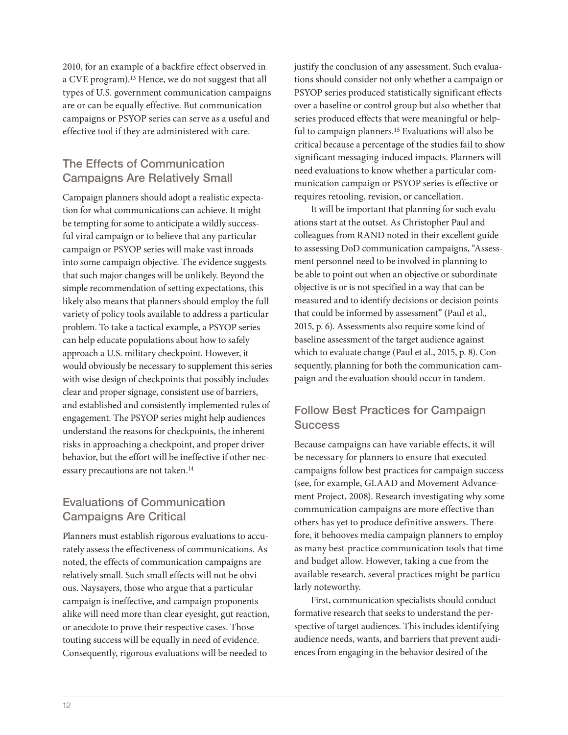2010, for an example of a backfire effect observed in a CVE program).[13] Hence, we do not suggest that all types of U.S. government communication campaigns are or can be equally effective. But communication campaigns or PSYOP series can serve as a useful and effective tool if they are administered with care.

## The Effects of Communication Campaigns Are Relatively Small

Campaign planners should adopt a realistic expectation for what communications can achieve. It might be tempting for some to anticipate a wildly successful viral campaign or to believe that any particular campaign or PSYOP series will make vast inroads into some campaign objective. The evidence suggests that such major changes will be unlikely. Beyond the simple recommendation of setting expectations, this likely also means that planners should employ the full variety of policy tools available to address a particular problem. To take a tactical example, a PSYOP series can help educate populations about how to safely approach a U.S. military checkpoint. However, it would obviously be necessary to supplement this series with wise design of checkpoints that possibly includes clear and proper signage, consistent use of barriers, and established and consistently implemented rules of engagement. The PSYOP series might help audiences understand the reasons for checkpoints, the inherent risks in approaching a checkpoint, and proper driver behavior, but the effort will be ineffective if other necessary precautions are not taken.[14]

## Evaluations of Communication Campaigns Are Critical

Planners must establish rigorous evaluations to accurately assess the effectiveness of communications. As noted, the effects of communication campaigns are relatively small. Such small effects will not be obvious. Naysayers, those who argue that a particular campaign is ineffective, and campaign proponents alike will need more than clear eyesight, gut reaction, or anecdote to prove their respective cases. Those touting success will be equally in need of evidence. Consequently, rigorous evaluations will be needed to justify the conclusion of any assessment. Such evaluations should consider not only whether a campaign or PSYOP series produced statistically significant effects over a baseline or control group but also whether that series produced effects that were meaningful or helpful to campaign planners.[15] Evaluations will also be critical because a percentage of the studies fail to show significant messaging-induced impacts. Planners will need evaluations to know whether a particular communication campaign or PSYOP series is effective or requires retooling, revision, or cancellation.

It will be important that planning for such evaluations start at the outset. As Christopher Paul and colleagues from RAND noted in their excellent guide to assessing DoD communication campaigns, "Assessment personnel need to be involved in planning to be able to point out when an objective or subordinate objective is or is not specified in a way that can be measured and to identify decisions or decision points that could be informed by assessment" (Paul et al., 2015, p. 6). Assessments also require some kind of baseline assessment of the target audience against which to evaluate change (Paul et al., 2015, p. 8). Consequently, planning for both the communication campaign and the evaluation should occur in tandem.

## Follow Best Practices for Campaign Success

Because campaigns can have variable effects, it will be necessary for planners to ensure that executed campaigns follow best practices for campaign success (see, for example, GLAAD and Movement Advancement Project, 2008). Research investigating why some communication campaigns are more effective than others has yet to produce definitive answers. Therefore, it behooves media campaign planners to employ as many best-practice communication tools that time and budget allow. However, taking a cue from the available research, several practices might be particularly noteworthy.

First, communication specialists should conduct formative research that seeks to understand the perspective of target audiences. This includes identifying audience needs, wants, and barriers that prevent audiences from engaging in the behavior desired of the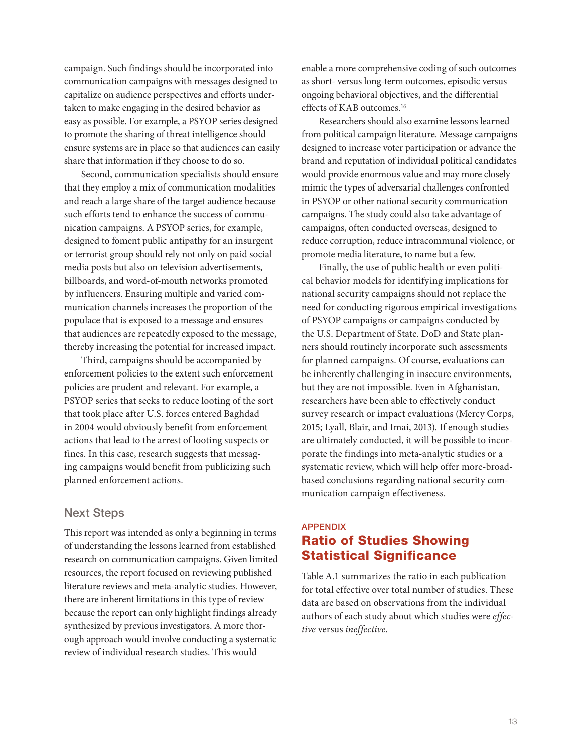campaign. Such findings should be incorporated into communication campaigns with messages designed to capitalize on audience perspectives and efforts undertaken to make engaging in the desired behavior as easy as possible. For example, a PSYOP series designed to promote the sharing of threat intelligence should ensure systems are in place so that audiences can easily share that information if they choose to do so.

Second, communication specialists should ensure that they employ a mix of communication modalities and reach a large share of the target audience because such efforts tend to enhance the success of communication campaigns. A PSYOP series, for example, designed to foment public antipathy for an insurgent or terrorist group should rely not only on paid social media posts but also on television advertisements, billboards, and word-of-mouth networks promoted by influencers. Ensuring multiple and varied communication channels increases the proportion of the populace that is exposed to a message and ensures that audiences are repeatedly exposed to the message, thereby increasing the potential for increased impact.

Third, campaigns should be accompanied by enforcement policies to the extent such enforcement policies are prudent and relevant. For example, a PSYOP series that seeks to reduce looting of the sort that took place after U.S. forces entered Baghdad in 2004 would obviously benefit from enforcement actions that lead to the arrest of looting suspects or fines. In this case, research suggests that messaging campaigns would benefit from publicizing such planned enforcement actions.

## Next Steps

This report was intended as only a beginning in terms of understanding the lessons learned from established research on communication campaigns. Given limited resources, the report focused on reviewing published literature reviews and meta-analytic studies. However, there are inherent limitations in this type of review because the report can only highlight findings already synthesized by previous investigators. A more thorough approach would involve conducting a systematic review of individual research studies. This would enable a more comprehensive coding of such outcomes as short- versus long-term outcomes, episodic versus ongoing behavioral objectives, and the differential effects of KAB outcomes.[16]

Researchers should also examine lessons learned from political campaign literature. Message campaigns designed to increase voter participation or advance the brand and reputation of individual political candidates would provide enormous value and may more closely mimic the types of adversarial challenges confronted in PSYOP or other national security communication campaigns. The study could also take advantage of campaigns, often conducted overseas, designed to reduce corruption, reduce intracommunal violence, or promote media literature, to name but a few.

Finally, the use of public health or even political behavior models for identifying implications for national security campaigns should not replace the need for conducting rigorous empirical investigations of PSYOP campaigns or campaigns conducted by the U.S. Department of State. DoD and State planners should routinely incorporate such assessments for planned campaigns. Of course, evaluations can be inherently challenging in insecure environments, but they are not impossible. Even in Afghanistan, researchers have been able to effectively conduct survey research or impact evaluations (Mercy Corps, 2015; Lyall, Blair, and Imai, 2013). If enough studies are ultimately conducted, it will be possible to incorporate the findings into meta-analytic studies or a systematic review, which will help offer more-broad-based conclusions regarding national security communication campaign effectiveness.

APPENDIX

# Ratio of Studies Showing Statistical Significance

Table A.1 summarizes the ratio in each publication for total effective over total number of studies. These data are based on observations from the individual authors of each study about which studies were *effective* versus *ineffective*.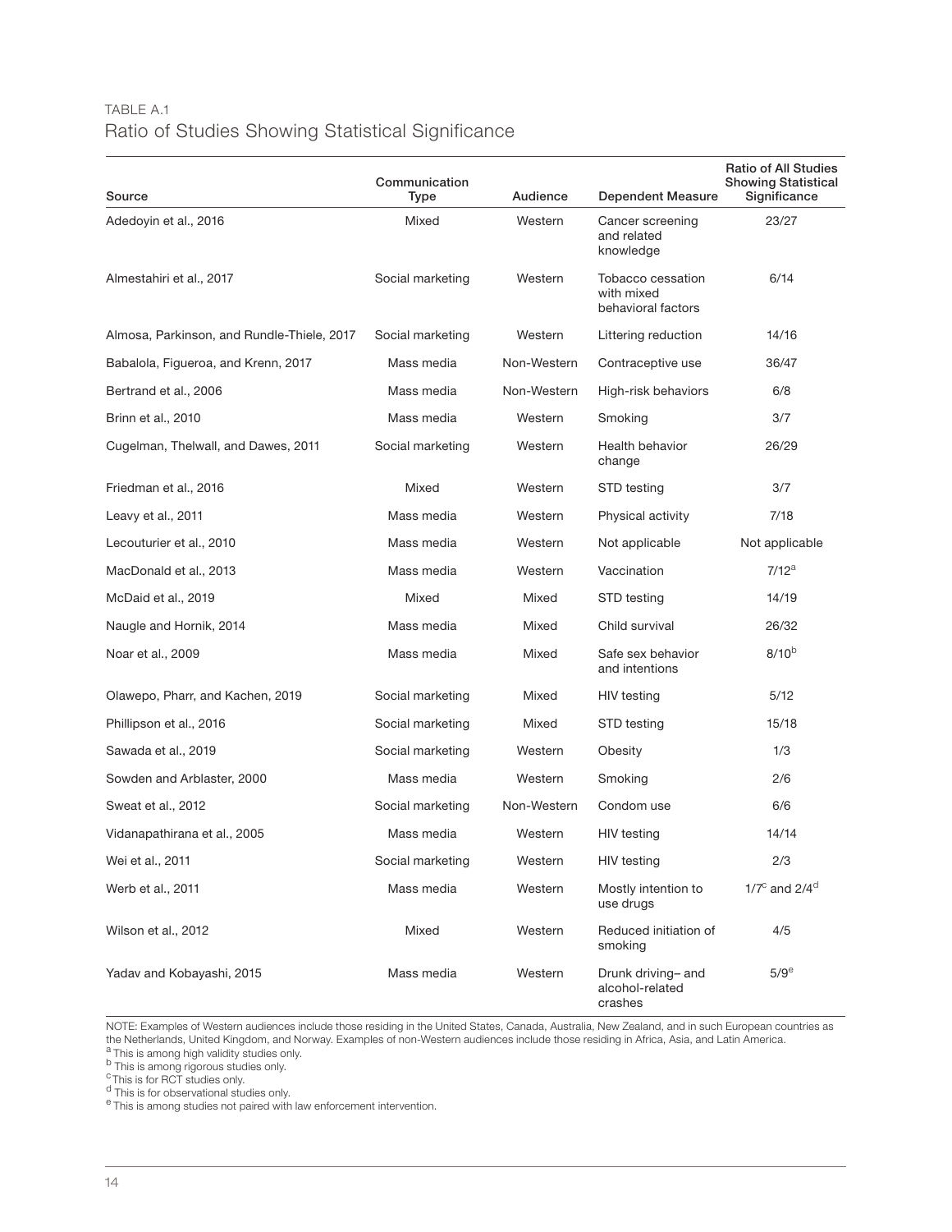TABLE A.1

## Ratio of Studies Showing Statistical Significance

| Source | Communication Type | Audience | Dependent Measure | Ratio of All Studies Showing Statistical Significance |
|---|---|---|---|---|
| Adedoyin et al., 2016 | Mixed | Western | Cancer screening and related knowledge | 23/27 |
| Almestahiri et al., 2017 | Social marketing | Western | Tobacco cessation with mixed behavioral factors | 6/14 |
| Almosa, Parkinson, and Rundle-Thiele, 2017 | Social marketing | Western | Littering reduction | 14/16 |
| Babalola, Figueroa, and Krenn, 2017 | Mass media | Non-Western | Contraceptive use | 36/47 |
| Bertrand et al., 2006 | Mass media | Non-Western | High-risk behaviors | 6/8 |
| Brinn et al., 2010 | Mass media | Western | Smoking | 3/7 |
| Cugelman, Thelwall, and Dawes, 2011 | Social marketing | Western | Health behavior change | 26/29 |
| Friedman et al., 2016 | Mixed | Western | STD testing | 3/7 |
| Leavy et al., 2011 | Mass media | Western | Physical activity | 7/18 |
| Lecouturier et al., 2010 | Mass media | Western | Not applicable | Not applicable |
| MacDonald et al., 2013 | Mass media | Western | Vaccination | 7/12[a] |
| McDaid et al., 2019 | Mixed | Mixed | STD testing | 14/19 |
| Naugle and Hornik, 2014 | Mass media | Mixed | Child survival | 26/32 |
| Noar et al., 2009 | Mass media | Mixed | Safe sex behavior and intentions | 8/10[b] |
| Olawepo, Pharr, and Kachen, 2019 | Social marketing | Mixed | HIV testing | 5/12 |
| Phillipson et al., 2016 | Social marketing | Mixed | STD testing | 15/18 |
| Sawada et al., 2019 | Social marketing | Western | Obesity | 1/3 |
| Sowden and Arblaster, 2000 | Mass media | Western | Smoking | 2/6 |
| Sweat et al., 2012 | Social marketing | Non-Western | Condom use | 6/6 |
| Vidanapathirana et al., 2005 | Mass media | Western | HIV testing | 14/14 |
| Wei et al., 2011 | Social marketing | Western | HIV testing | 2/3 |
| Werb et al., 2011 | Mass media | Western | Mostly intention to use drugs | 1/7[c] and 2/4[d] |
| Wilson et al., 2012 | Mixed | Western | Reduced initiation of smoking | 4/5 |
| Yadav and Kobayashi, 2015 | Mass media | Western | Drunk driving– and alcohol-related crashes | 5/9[e] |

NOTE: Examples of Western audiences include those residing in the United States, Canada, Australia, New Zealand, and in such European countries as the Netherlands, United Kingdom, and Norway. Examples of non-Western audiences include those residing in Africa, Asia, and Latin America.

[a] This is among high validity studies only.

[b] This is among rigorous studies only.

[c] This is for RCT studies only.

[d] This is for observational studies only.

[e] This is among studies not paired with law enforcement intervention.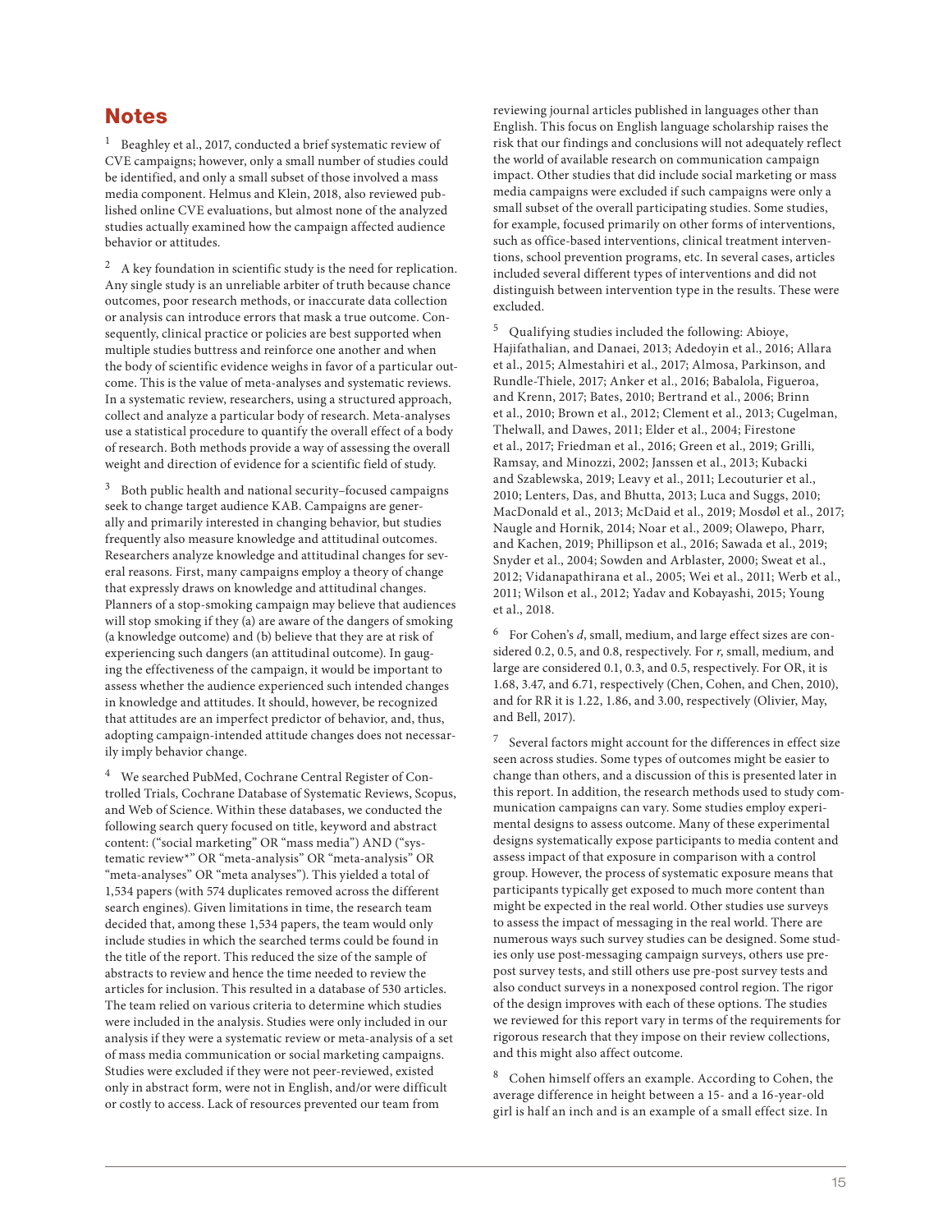## Notes

[1] Beaghley et al., 2017, conducted a brief systematic review of CVE campaigns; however, only a small number of studies could be identified, and only a small subset of those involved a mass media component. Helmus and Klein, 2018, also reviewed published online CVE evaluations, but almost none of the analyzed studies actually examined how the campaign affected audience behavior or attitudes.

[2] A key foundation in scientific study is the need for replication. Any single study is an unreliable arbiter of truth because chance outcomes, poor research methods, or inaccurate data collection or analysis can introduce errors that mask a true outcome. Consequently, clinical practice or policies are best supported when multiple studies buttress and reinforce one another and when the body of scientific evidence weighs in favor of a particular outcome. This is the value of meta-analyses and systematic reviews. In a systematic review, researchers, using a structured approach, collect and analyze a particular body of research. Meta-analyses use a statistical procedure to quantify the overall effect of a body of research. Both methods provide a way of assessing the overall weight and direction of evidence for a scientific field of study.

[3] Both public health and national security–focused campaigns seek to change target audience KAB. Campaigns are generally and primarily interested in changing behavior, but studies frequently also measure knowledge and attitudinal outcomes. Researchers analyze knowledge and attitudinal changes for several reasons. First, many campaigns employ a theory of change that expressly draws on knowledge and attitudinal changes. Planners of a stop-smoking campaign may believe that audiences will stop smoking if they (a) are aware of the dangers of smoking (a knowledge outcome) and (b) believe that they are at risk of experiencing such dangers (an attitudinal outcome). In gauging the effectiveness of the campaign, it would be important to assess whether the audience experienced such intended changes in knowledge and attitudes. It should, however, be recognized that attitudes are an imperfect predictor of behavior, and, thus, adopting campaign-intended attitude changes does not necessarily imply behavior change.

[4] We searched PubMed, Cochrane Central Register of Controlled Trials, Cochrane Database of Systematic Reviews, Scopus, and Web of Science. Within these databases, we conducted the following search query focused on title, keyword and abstract content: ("social marketing" OR "mass media") AND ("systematic review*" OR "meta-analysis" OR "meta-analysis" OR "meta-analyses" OR "meta analyses"). This yielded a total of 1,534 papers (with 574 duplicates removed across the different search engines). Given limitations in time, the research team decided that, among these 1,534 papers, the team would only include studies in which the searched terms could be found in the title of the report. This reduced the size of the sample of abstracts to review and hence the time needed to review the articles for inclusion. This resulted in a database of 530 articles. The team relied on various criteria to determine which studies were included in the analysis. Studies were only included in our analysis if they were a systematic review or meta-analysis of a set of mass media communication or social marketing campaigns. Studies were excluded if they were not peer-reviewed, existed only in abstract form, were not in English, and/or were difficult or costly to access. Lack of resources prevented our team from reviewing journal articles published in languages other than English. This focus on English language scholarship raises the risk that our findings and conclusions will not adequately reflect the world of available research on communication campaign impact. Other studies that did include social marketing or mass media campaigns were excluded if such campaigns were only a small subset of the overall participating studies. Some studies, for example, focused primarily on other forms of interventions, such as office-based interventions, clinical treatment interventions, school prevention programs, etc. In several cases, articles included several different types of interventions and did not distinguish between intervention type in the results. These were excluded.

[5] Qualifying studies included the following: Abioye, Hajifathalian, and Danaei, 2013; Adedoyin et al., 2016; Allara et al., 2015; Almestahiri et al., 2017; Almosa, Parkinson, and Rundle-Thiele, 2017; Anker et al., 2016; Babalola, Figueroa, and Krenn, 2017; Bates, 2010; Bertrand et al., 2006; Brinn et al., 2010; Brown et al., 2012; Clement et al., 2013; Cugelman, Thelwall, and Dawes, 2011; Elder et al., 2004; Firestone et al., 2017; Friedman et al., 2016; Green et al., 2019; Grilli, Ramsay, and Minozzi, 2002; Janssen et al., 2013; Kubacki and Szablewska, 2019; Leavy et al., 2011; Lecouturier et al., 2010; Lenters, Das, and Bhutta, 2013; Luca and Suggs, 2010; MacDonald et al., 2013; McDaid et al., 2019; Mosdøl et al., 2017; Naugle and Hornik, 2014; Noar et al., 2009; Olawepo, Pharr, and Kachen, 2019; Phillipson et al., 2016; Sawada et al., 2019; Snyder et al., 2004; Sowden and Arblaster, 2000; Sweat et al., 2012; Vidanapathirana et al., 2005; Wei et al., 2011; Werb et al., 2011; Wilson et al., 2012; Yadav and Kobayashi, 2015; Young et al., 2018.

[6] For Cohen's $d$, small, medium, and large effect sizes are considered 0.2, 0.5, and 0.8, respectively. For $r$, small, medium, and large are considered 0.1, 0.3, and 0.5, respectively. For OR, it is 1.68, 3.47, and 6.71, respectively (Chen, Cohen, and Chen, 2010), and for RR it is 1.22, 1.86, and 3.00, respectively (Olivier, May, and Bell, 2017).

[7] Several factors might account for the differences in effect size seen across studies. Some types of outcomes might be easier to change than others, and a discussion of this is presented later in this report. In addition, the research methods used to study communication campaigns can vary. Some studies employ experimental designs to assess outcome. Many of these experimental designs systematically expose participants to media content and assess impact of that exposure in comparison with a control group. However, the process of systematic exposure means that participants typically get exposed to much more content than might be expected in the real world. Other studies use surveys to assess the impact of messaging in the real world. There are numerous ways such survey studies can be designed. Some studies only use post-messaging campaign surveys, others use pre-post survey tests, and still others use pre-post survey tests and also conduct surveys in a nonexposed control region. The rigor of the design improves with each of these options. The studies we reviewed for this report vary in terms of the requirements for rigorous research that they impose on their review collections, and this might also affect outcome.

[8] Cohen himself offers an example. According to Cohen, the average difference in height between a 15- and a 16-year-old girl is half an inch and is an example of a small effect size. In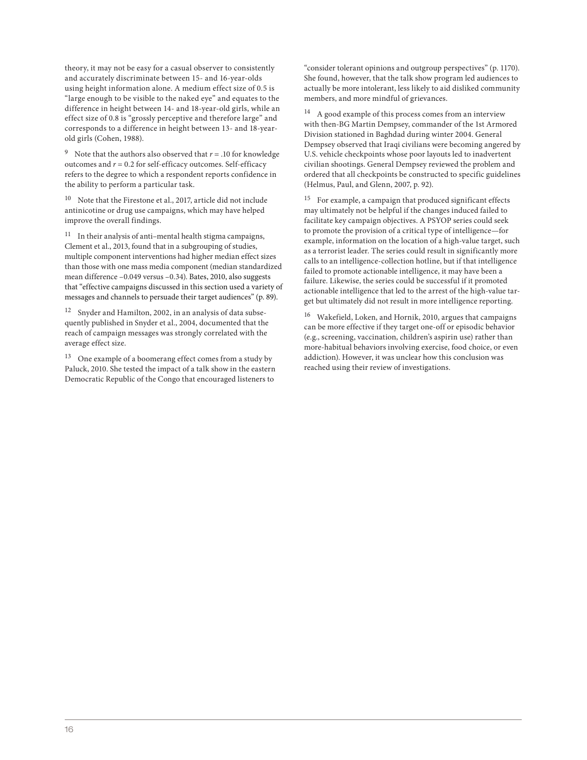theory, it may not be easy for a casual observer to consistently and accurately discriminate between 15- and 16-year-olds using height information alone. A medium effect size of 0.5 is "large enough to be visible to the naked eye" and equates to the difference in height between 14- and 18-year-old girls, while an effect size of 0.8 is "grossly perceptive and therefore large" and corresponds to a difference in height between 13- and 18-year-old girls (Cohen, 1988).

[9] Note that the authors also observed that $r = .10$ for knowledge outcomes and $r = 0.2$ for self-efficacy outcomes. Self-efficacy refers to the degree to which a respondent reports confidence in the ability to perform a particular task.

[10] Note that the Firestone et al., 2017, article did not include antinicotine or drug use campaigns, which may have helped improve the overall findings.

[11] In their analysis of anti–mental health stigma campaigns, Clement et al., 2013, found that in a subgrouping of studies, multiple component interventions had higher median effect sizes than those with one mass media component (median standardized mean difference –0.049 versus –0.34). Bates, 2010, also suggests that "effective campaigns discussed in this section used a variety of messages and channels to persuade their target audiences" (p. 89).

[12] Snyder and Hamilton, 2002, in an analysis of data subsequently published in Snyder et al., 2004, documented that the reach of campaign messages was strongly correlated with the average effect size.

[13] One example of a boomerang effect comes from a study by Paluck, 2010. She tested the impact of a talk show in the eastern Democratic Republic of the Congo that encouraged listeners to "consider tolerant opinions and outgroup perspectives" (p. 1170). She found, however, that the talk show program led audiences to actually be more intolerant, less likely to aid disliked community members, and more mindful of grievances.

[14] A good example of this process comes from an interview with then-BG Martin Dempsey, commander of the 1st Armored Division stationed in Baghdad during winter 2004. General Dempsey observed that Iraqi civilians were becoming angered by U.S. vehicle checkpoints whose poor layouts led to inadvertent civilian shootings. General Dempsey reviewed the problem and ordered that all checkpoints be constructed to specific guidelines (Helmus, Paul, and Glenn, 2007, p. 92).

[15] For example, a campaign that produced significant effects may ultimately not be helpful if the changes induced failed to facilitate key campaign objectives. A PSYOP series could seek to promote the provision of a critical type of intelligence—for example, information on the location of a high-value target, such as a terrorist leader. The series could result in significantly more calls to an intelligence-collection hotline, but if that intelligence failed to promote actionable intelligence, it may have been a failure. Likewise, the series could be successful if it promoted actionable intelligence that led to the arrest of the high-value target but ultimately did not result in more intelligence reporting.

[16] Wakefield, Loken, and Hornik, 2010, argues that campaigns can be more effective if they target one-off or episodic behavior (e.g., screening, vaccination, children's aspirin use) rather than more-habitual behaviors involving exercise, food choice, or even addiction). However, it was unclear how this conclusion was reached using their review of investigations.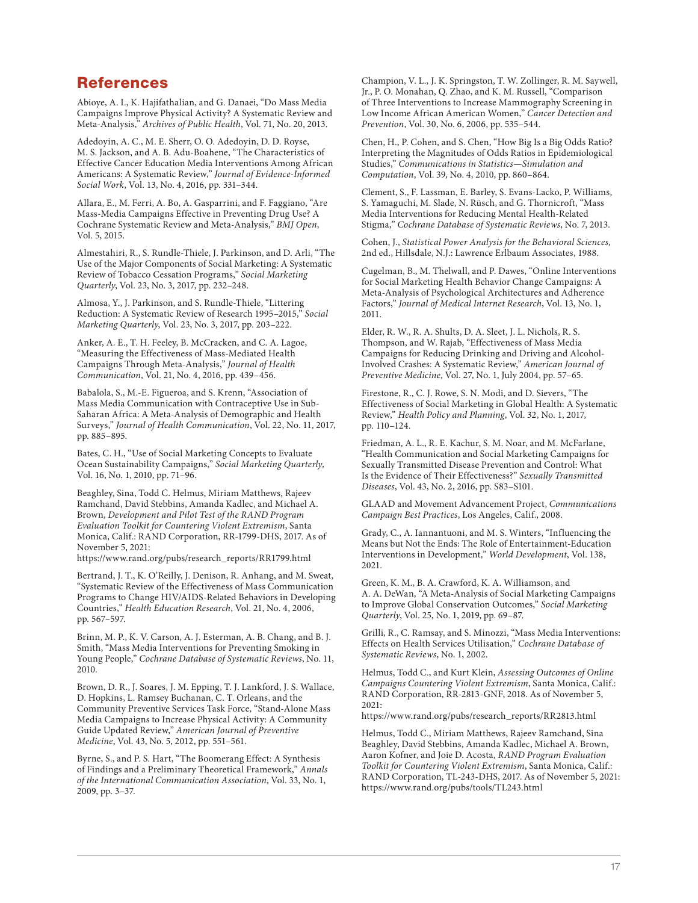## References

Abioye, A. I., K. Hajifathalian, and G. Danaei, "Do Mass Media Campaigns Improve Physical Activity? A Systematic Review and Meta-Analysis," *Archives of Public Health*, Vol. 71, No. 20, 2013.

Adedoyin, A. C., M. E. Sherr, O. O. Adedoyin, D. D. Royse, M. S. Jackson, and A. B. Adu-Boahene, "The Characteristics of Effective Cancer Education Media Interventions Among African Americans: A Systematic Review," *Journal of Evidence-Informed Social Work*, Vol. 13, No. 4, 2016, pp. 331–344.

Allara, E., M. Ferri, A. Bo, A. Gasparrini, and F. Faggiano, "Are Mass-Media Campaigns Effective in Preventing Drug Use? A Cochrane Systematic Review and Meta-Analysis," *BMJ Open*, Vol. 5, 2015.

Almestahiri, R., S. Rundle-Thiele, J. Parkinson, and D. Arli, "The Use of the Major Components of Social Marketing: A Systematic Review of Tobacco Cessation Programs," *Social Marketing Quarterly*, Vol. 23, No. 3, 2017, pp. 232–248.

Almosa, Y., J. Parkinson, and S. Rundle-Thiele, "Littering Reduction: A Systematic Review of Research 1995–2015," *Social Marketing Quarterly*, Vol. 23, No. 3, 2017, pp. 203–222.

Anker, A. E., T. H. Feeley, B. McCracken, and C. A. Lagoe, "Measuring the Effectiveness of Mass-Mediated Health Campaigns Through Meta-Analysis," *Journal of Health Communication*, Vol. 21, No. 4, 2016, pp. 439–456.

Babalola, S., M.-E. Figueroa, and S. Krenn, "Association of Mass Media Communication with Contraceptive Use in Sub-Saharan Africa: A Meta-Analysis of Demographic and Health Surveys," *Journal of Health Communication*, Vol. 22, No. 11, 2017, pp. 885–895.

Bates, C. H., "Use of Social Marketing Concepts to Evaluate Ocean Sustainability Campaigns," *Social Marketing Quarterly*, Vol. 16, No. 1, 2010, pp. 71–96.

Beaghley, Sina, Todd C. Helmus, Miriam Matthews, Rajeev Ramchand, David Stebbins, Amanda Kadlec, and Michael A. Brown, *Development and Pilot Test of the RAND Program Evaluation Toolkit for Countering Violent Extremism*, Santa Monica, Calif.: RAND Corporation, RR-1799-DHS, 2017. As of November 5, 2021:
https://www.rand.org/pubs/research_reports/RR1799.html

Bertrand, J. T., K. O'Reilly, J. Denison, R. Anhang, and M. Sweat, "Systematic Review of the Effectiveness of Mass Communication Programs to Change HIV/AIDS-Related Behaviors in Developing Countries," *Health Education Research*, Vol. 21, No. 4, 2006, pp. 567–597.

Brinn, M. P., K. V. Carson, A. J. Esterman, A. B. Chang, and B. J. Smith, "Mass Media Interventions for Preventing Smoking in Young People," *Cochrane Database of Systematic Reviews*, No. 11, 2010.

Brown, D. R., J. Soares, J. M. Epping, T. J. Lankford, J. S. Wallace, D. Hopkins, L. Ramsey Buchanan, C. T. Orleans, and the Community Preventive Services Task Force, "Stand-Alone Mass Media Campaigns to Increase Physical Activity: A Community Guide Updated Review," *American Journal of Preventive Medicine*, Vol. 43, No. 5, 2012, pp. 551–561.

Byrne, S., and P. S. Hart, "The Boomerang Effect: A Synthesis of Findings and a Preliminary Theoretical Framework," *Annals of the International Communication Association*, Vol. 33, No. 1, 2009, pp. 3–37.

Champion, V. L., J. K. Springston, T. W. Zollinger, R. M. Saywell, Jr., P. O. Monahan, Q. Zhao, and K. M. Russell, "Comparison of Three Interventions to Increase Mammography Screening in Low Income African American Women," *Cancer Detection and Prevention*, Vol. 30, No. 6, 2006, pp. 535–544.

Chen, H., P. Cohen, and S. Chen, "How Big Is a Big Odds Ratio? Interpreting the Magnitudes of Odds Ratios in Epidemiological Studies," *Communications in Statistics—Simulation and Computation*, Vol. 39, No. 4, 2010, pp. 860–864.

Clement, S., F. Lassman, E. Barley, S. Evans-Lacko, P. Williams, S. Yamaguchi, M. Slade, N. Rüsch, and G. Thornicroft, "Mass Media Interventions for Reducing Mental Health-Related Stigma," *Cochrane Database of Systematic Reviews*, No. 7, 2013.

Cohen, J., *Statistical Power Analysis for the Behavioral Sciences*, 2nd ed., Hillsdale, N.J.: Lawrence Erlbaum Associates, 1988.

Cugelman, B., M. Thelwall, and P. Dawes, "Online Interventions for Social Marketing Health Behavior Change Campaigns: A Meta-Analysis of Psychological Architectures and Adherence Factors," *Journal of Medical Internet Research*, Vol. 13, No. 1, 2011.

Elder, R. W., R. A. Shults, D. A. Sleet, J. L. Nichols, R. S. Thompson, and W. Rajab, "Effectiveness of Mass Media Campaigns for Reducing Drinking and Driving and Alcohol-Involved Crashes: A Systematic Review," *American Journal of Preventive Medicine*, Vol. 27, No. 1, July 2004, pp. 57–65.

Firestone, R., C. J. Rowe, S. N. Modi, and D. Sievers, "The Effectiveness of Social Marketing in Global Health: A Systematic Review," *Health Policy and Planning*, Vol. 32, No. 1, 2017, pp. 110–124.

Friedman, A. L., R. E. Kachur, S. M. Noar, and M. McFarlane, "Health Communication and Social Marketing Campaigns for Sexually Transmitted Disease Prevention and Control: What Is the Evidence of Their Effectiveness?" *Sexually Transmitted Diseases*, Vol. 43, No. 2, 2016, pp. S83–S101.

GLAAD and Movement Advancement Project, *Communications Campaign Best Practices*, Los Angeles, Calif., 2008.

Grady, C., A. Iannantuoni, and M. S. Winters, "Influencing the Means but Not the Ends: The Role of Entertainment-Education Interventions in Development," *World Development*, Vol. 138, 2021.

Green, K. M., B. A. Crawford, K. A. Williamson, and A. A. DeWan, "A Meta-Analysis of Social Marketing Campaigns to Improve Global Conservation Outcomes," *Social Marketing Quarterly*, Vol. 25, No. 1, 2019, pp. 69–87.

Grilli, R., C. Ramsay, and S. Minozzi, "Mass Media Interventions: Effects on Health Services Utilisation," *Cochrane Database of Systematic Reviews*, No. 1, 2002.

Helmus, Todd C., and Kurt Klein, *Assessing Outcomes of Online Campaigns Countering Violent Extremism*, Santa Monica, Calif.: RAND Corporation, RR-2813-GNF, 2018. As of November 5, 2021:
https://www.rand.org/pubs/research_reports/RR2813.html

Helmus, Todd C., Miriam Matthews, Rajeev Ramchand, Sina Beaghley, David Stebbins, Amanda Kadlec, Michael A. Brown, Aaron Kofner, and Joie D. Acosta, *RAND Program Evaluation Toolkit for Countering Violent Extremism*, Santa Monica, Calif.: RAND Corporation, TL-243-DHS, 2017. As of November 5, 2021:
https://www.rand.org/pubs/tools/TL243.html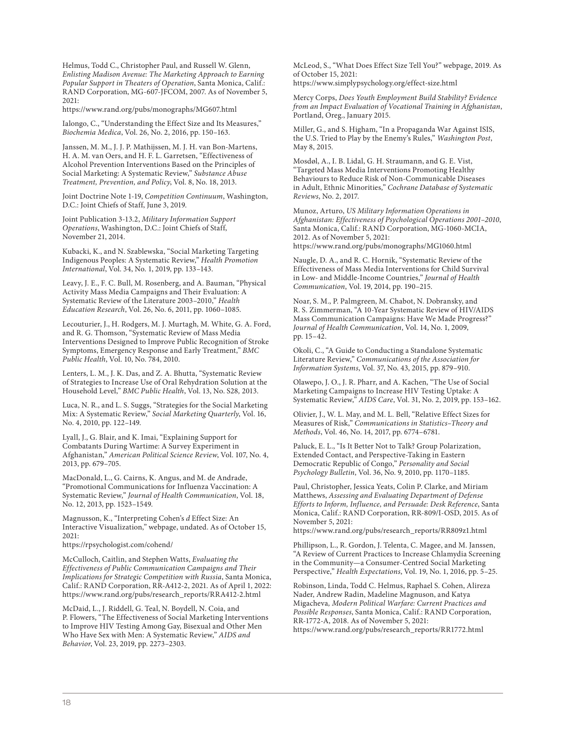Helmus, Todd C., Christopher Paul, and Russell W. Glenn, *Enlisting Madison Avenue: The Marketing Approach to Earning Popular Support in Theaters of Operation*, Santa Monica, Calif.: RAND Corporation, MG-607-JFCOM, 2007. As of November 5, 2021:
https://www.rand.org/pubs/monographs/MG607.html

Ialongo, C., "Understanding the Effect Size and Its Measures," *Biochemia Medica*, Vol. 26, No. 2, 2016, pp. 150–163.

Janssen, M. M., J. J. P. Mathijssen, M. J. H. van Bon-Martens, H. A. M. van Oers, and H. F. L. Garretsen, "Effectiveness of Alcohol Prevention Interventions Based on the Principles of Social Marketing: A Systematic Review," *Substance Abuse Treatment, Prevention, and Policy*, Vol. 8, No. 18, 2013.

Joint Doctrine Note 1-19, *Competition Continuum*, Washington, D.C.: Joint Chiefs of Staff, June 3, 2019.

Joint Publication 3-13.2, *Military Information Support Operations*, Washington, D.C.: Joint Chiefs of Staff, November 21, 2014.

Kubacki, K., and N. Szablewska, "Social Marketing Targeting Indigenous Peoples: A Systematic Review," *Health Promotion International*, Vol. 34, No. 1, 2019, pp. 133–143.

Leavy, J. E., F. C. Bull, M. Rosenberg, and A. Bauman, "Physical Activity Mass Media Campaigns and Their Evaluation: A Systematic Review of the Literature 2003–2010," *Health Education Research*, Vol. 26, No. 6, 2011, pp. 1060–1085.

Lecouturier, J., H. Rodgers, M. J. Murtagh, M. White, G. A. Ford, and R. G. Thomson, "Systematic Review of Mass Media Interventions Designed to Improve Public Recognition of Stroke Symptoms, Emergency Response and Early Treatment," *BMC Public Health*, Vol. 10, No. 784, 2010.

Lenters, L. M., J. K. Das, and Z. A. Bhutta, "Systematic Review of Strategies to Increase Use of Oral Rehydration Solution at the Household Level," *BMC Public Health*, Vol. 13, No. S28, 2013.

Luca, N. R., and L. S. Suggs, "Strategies for the Social Marketing Mix: A Systematic Review," *Social Marketing Quarterly*, Vol. 16, No. 4, 2010, pp. 122–149.

Lyall, J., G. Blair, and K. Imai, "Explaining Support for Combatants During Wartime: A Survey Experiment in Afghanistan," *American Political Science Review*, Vol. 107, No. 4, 2013, pp. 679–705.

MacDonald, L., G. Cairns, K. Angus, and M. de Andrade, "Promotional Communications for Influenza Vaccination: A Systematic Review," *Journal of Health Communication*, Vol. 18, No. 12, 2013, pp. 1523–1549.

Magnusson, K., "Interpreting Cohen's *d* Effect Size: An Interactive Visualization," webpage, undated. As of October 15, 2021:
https://rpsychologist.com/cohend/

McCulloch, Caitlin, and Stephen Watts, *Evaluating the Effectiveness of Public Communication Campaigns and Their Implications for Strategic Competition with Russia*, Santa Monica, Calif.: RAND Corporation, RR-A412-2, 2021. As of April 1, 2022:
https://www.rand.org/pubs/research_reports/RRA412-2.html

McDaid, L., J. Riddell, G. Teal, N. Boydell, N. Coia, and P. Flowers, "The Effectiveness of Social Marketing Interventions to Improve HIV Testing Among Gay, Bisexual and Other Men Who Have Sex with Men: A Systematic Review," *AIDS and Behavior*, Vol. 23, 2019, pp. 2273–2303.

McLeod, S., "What Does Effect Size Tell You?" webpage, 2019. As of October 15, 2021:
https://www.simplypsychology.org/effect-size.html

Mercy Corps, *Does Youth Employment Build Stability? Evidence from an Impact Evaluation of Vocational Training in Afghanistan*, Portland, Oreg., January 2015.

Miller, G., and S. Higham, "In a Propaganda War Against ISIS, the U.S. Tried to Play by the Enemy's Rules," *Washington Post*, May 8, 2015.

Mosdøl, A., I. B. Lidal, G. H. Straumann, and G. E. Vist, "Targeted Mass Media Interventions Promoting Healthy Behaviours to Reduce Risk of Non-Communicable Diseases in Adult, Ethnic Minorities," *Cochrane Database of Systematic Reviews*, No. 2, 2017.

Munoz, Arturo, *US Military Information Operations in Afghanistan: Effectiveness of Psychological Operations 2001–2010*, Santa Monica, Calif.: RAND Corporation, MG-1060-MCIA, 2012. As of November 5, 2021:
https://www.rand.org/pubs/monographs/MG1060.html

Naugle, D. A., and R. C. Hornik, "Systematic Review of the Effectiveness of Mass Media Interventions for Child Survival in Low- and Middle-Income Countries," *Journal of Health Communication*, Vol. 19, 2014, pp. 190–215.

Noar, S. M., P. Palmgreen, M. Chabot, N. Dobransky, and R. S. Zimmerman, "A 10-Year Systematic Review of HIV/AIDS Mass Communication Campaigns: Have We Made Progress?" *Journal of Health Communication*, Vol. 14, No. 1, 2009, pp. 15–42.

Okoli, C., "A Guide to Conducting a Standalone Systematic Literature Review," *Communications of the Association for Information Systems*, Vol. 37, No. 43, 2015, pp. 879–910.

Olawepo, J. O., J. R. Pharr, and A. Kachen, "The Use of Social Marketing Campaigns to Increase HIV Testing Uptake: A Systematic Review," *AIDS Care*, Vol. 31, No. 2, 2019, pp. 153–162.

Olivier, J., W. L. May, and M. L. Bell, "Relative Effect Sizes for Measures of Risk," *Communications in Statistics–Theory and Methods*, Vol. 46, No. 14, 2017, pp. 6774–6781.

Paluck, E. L., "Is It Better Not to Talk? Group Polarization, Extended Contact, and Perspective-Taking in Eastern Democratic Republic of Congo," *Personality and Social Psychology Bulletin*, Vol. 36, No. 9, 2010, pp. 1170–1185.

Paul, Christopher, Jessica Yeats, Colin P. Clarke, and Miriam Matthews, *Assessing and Evaluating Department of Defense Efforts to Inform, Influence, and Persuade: Desk Reference*, Santa Monica, Calif.: RAND Corporation, RR-809/1-OSD, 2015. As of November 5, 2021:
https://www.rand.org/pubs/research_reports/RR809z1.html

Phillipson, L., R. Gordon, J. Telenta, C. Magee, and M. Janssen, "A Review of Current Practices to Increase Chlamydia Screening in the Community—a Consumer-Centred Social Marketing Perspective," *Health Expectations*, Vol. 19, No. 1, 2016, pp. 5–25.

Robinson, Linda, Todd C. Helmus, Raphael S. Cohen, Alireza Nader, Andrew Radin, Madeline Magnuson, and Katya Migacheva, *Modern Political Warfare: Current Practices and Possible Responses*, Santa Monica, Calif.: RAND Corporation, RR-1772-A, 2018. As of November 5, 2021:
https://www.rand.org/pubs/research_reports/RR1772.html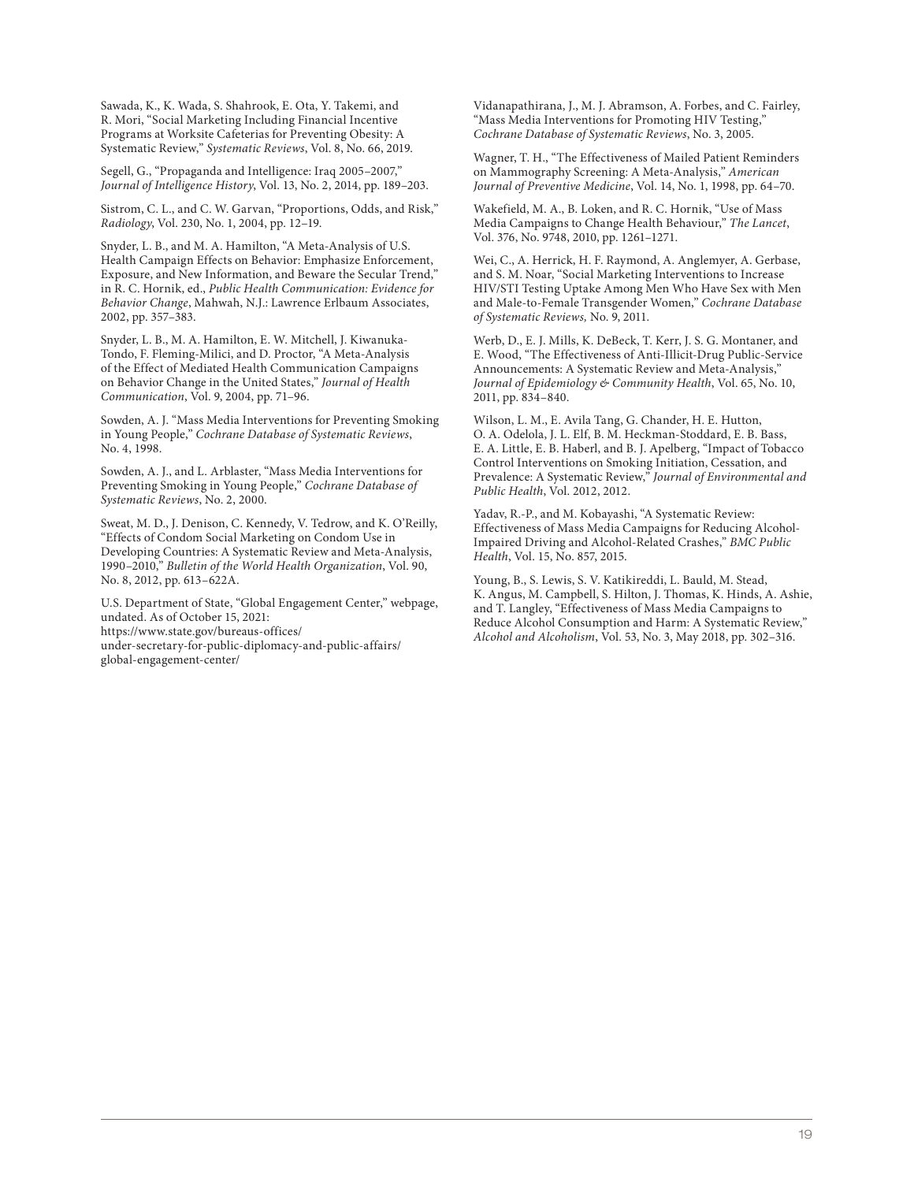Sawada, K., K. Wada, S. Shahrook, E. Ota, Y. Takemi, and R. Mori, "Social Marketing Including Financial Incentive Programs at Worksite Cafeterias for Preventing Obesity: A Systematic Review," *Systematic Reviews*, Vol. 8, No. 66, 2019.

Segell, G., "Propaganda and Intelligence: Iraq 2005–2007," *Journal of Intelligence History*, Vol. 13, No. 2, 2014, pp. 189–203.

Sistrom, C. L., and C. W. Garvan, "Proportions, Odds, and Risk," *Radiology*, Vol. 230, No. 1, 2004, pp. 12–19.

Snyder, L. B., and M. A. Hamilton, "A Meta-Analysis of U.S. Health Campaign Effects on Behavior: Emphasize Enforcement, Exposure, and New Information, and Beware the Secular Trend," in R. C. Hornik, ed., *Public Health Communication: Evidence for Behavior Change*, Mahwah, N.J.: Lawrence Erlbaum Associates, 2002, pp. 357–383.

Snyder, L. B., M. A. Hamilton, E. W. Mitchell, J. Kiwanuka-Tondo, F. Fleming-Milici, and D. Proctor, "A Meta-Analysis of the Effect of Mediated Health Communication Campaigns on Behavior Change in the United States," *Journal of Health Communication*, Vol. 9, 2004, pp. 71–96.

Sowden, A. J. "Mass Media Interventions for Preventing Smoking in Young People," *Cochrane Database of Systematic Reviews*, No. 4, 1998.

Sowden, A. J., and L. Arblaster, "Mass Media Interventions for Preventing Smoking in Young People," *Cochrane Database of Systematic Reviews*, No. 2, 2000.

Sweat, M. D., J. Denison, C. Kennedy, V. Tedrow, and K. O'Reilly, "Effects of Condom Social Marketing on Condom Use in Developing Countries: A Systematic Review and Meta-Analysis, 1990–2010," *Bulletin of the World Health Organization*, Vol. 90, No. 8, 2012, pp. 613–622A.

U.S. Department of State, "Global Engagement Center," webpage, undated. As of October 15, 2021: https://www.state.gov/bureaus-offices/under-secretary-for-public-diplomacy-and-public-affairs/global-engagement-center/

Vidanapathirana, J., M. J. Abramson, A. Forbes, and C. Fairley, "Mass Media Interventions for Promoting HIV Testing," *Cochrane Database of Systematic Reviews*, No. 3, 2005.

Wagner, T. H., "The Effectiveness of Mailed Patient Reminders on Mammography Screening: A Meta-Analysis," *American Journal of Preventive Medicine*, Vol. 14, No. 1, 1998, pp. 64–70.

Wakefield, M. A., B. Loken, and R. C. Hornik, "Use of Mass Media Campaigns to Change Health Behaviour," *The Lancet*, Vol. 376, No. 9748, 2010, pp. 1261–1271.

Wei, C., A. Herrick, H. F. Raymond, A. Anglemyer, A. Gerbase, and S. M. Noar, "Social Marketing Interventions to Increase HIV/STI Testing Uptake Among Men Who Have Sex with Men and Male-to-Female Transgender Women," *Cochrane Database of Systematic Reviews,* No. 9, 2011.

Werb, D., E. J. Mills, K. DeBeck, T. Kerr, J. S. G. Montaner, and E. Wood, "The Effectiveness of Anti-Illicit-Drug Public-Service Announcements: A Systematic Review and Meta-Analysis," *Journal of Epidemiology & Community Health*, Vol. 65, No. 10, 2011, pp. 834–840.

Wilson, L. M., E. Avila Tang, G. Chander, H. E. Hutton, O. A. Odelola, J. L. Elf, B. M. Heckman-Stoddard, E. B. Bass, E. A. Little, E. B. Haberl, and B. J. Apelberg, "Impact of Tobacco Control Interventions on Smoking Initiation, Cessation, and Prevalence: A Systematic Review," *Journal of Environmental and Public Health*, Vol. 2012, 2012.

Yadav, R.-P., and M. Kobayashi, "A Systematic Review: Effectiveness of Mass Media Campaigns for Reducing Alcohol-Impaired Driving and Alcohol-Related Crashes," *BMC Public Health*, Vol. 15, No. 857, 2015.

Young, B., S. Lewis, S. V. Katikireddi, L. Bauld, M. Stead, K. Angus, M. Campbell, S. Hilton, J. Thomas, K. Hinds, A. Ashie, and T. Langley, "Effectiveness of Mass Media Campaigns to Reduce Alcohol Consumption and Harm: A Systematic Review," *Alcohol and Alcoholism*, Vol. 53, No. 3, May 2018, pp. 302–316.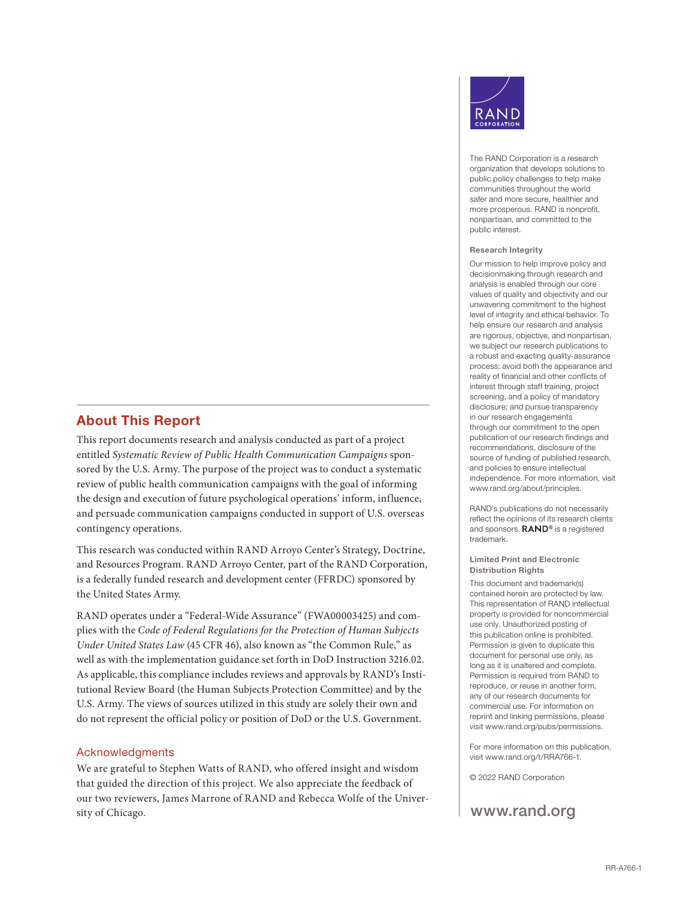## About This Report

This report documents research and analysis conducted as part of a project entitled *Systematic Review of Public Health Communication Campaigns* sponsored by the U.S. Army. The purpose of the project was to conduct a systematic review of public health communication campaigns with the goal of informing the design and execution of future psychological operations' inform, influence, and persuade communication campaigns conducted in support of U.S. overseas contingency operations.

This research was conducted within RAND Arroyo Center's Strategy, Doctrine, and Resources Program. RAND Arroyo Center, part of the RAND Corporation, is a federally funded research and development center (FFRDC) sponsored by the United States Army.

RAND operates under a "Federal-Wide Assurance" (FWA00003425) and complies with the *Code of Federal Regulations for the Protection of Human Subjects Under United States Law* (45 CFR 46), also known as "the Common Rule," as well as with the implementation guidance set forth in DoD Instruction 3216.02. As applicable, this compliance includes reviews and approvals by RAND's Institutional Review Board (the Human Subjects Protection Committee) and by the U.S. Army. The views of sources utilized in this study are solely their own and do not represent the official policy or position of DoD or the U.S. Government.

### Acknowledgments

We are grateful to Stephen Watts of RAND, who offered insight and wisdom that guided the direction of this project. We also appreciate the feedback of our two reviewers, James Marrone of RAND and Rebecca Wolfe of the University of Chicago.

RAND CORPORATION

The RAND Corporation is a research organization that develops solutions to public policy challenges to help make communities throughout the world safer and more secure, healthier and more prosperous. RAND is nonprofit, nonpartisan, and committed to the public interest.

**Research Integrity**

Our mission to help improve policy and decisionmaking through research and analysis is enabled through our core values of quality and objectivity and our unwavering commitment to the highest level of integrity and ethical behavior. To help ensure our research and analysis are rigorous, objective, and nonpartisan, we subject our research publications to a robust and exacting quality-assurance process; avoid both the appearance and reality of financial and other conflicts of interest through staff training, project screening, and a policy of mandatory disclosure; and pursue transparency in our research engagements through our commitment to the open publication of our research findings and recommendations, disclosure of the source of funding of published research, and policies to ensure intellectual independence. For more information, visit www.rand.org/about/principles.

RAND's publications do not necessarily reflect the opinions of its research clients and sponsors. RAND® is a registered trademark.

**Limited Print and Electronic Distribution Rights**

This document and trademark(s) contained herein are protected by law. This representation of RAND intellectual property is provided for noncommercial use only. Unauthorized posting of this publication online is prohibited. Permission is given to duplicate this document for personal use only, as long as it is unaltered and complete. Permission is required from RAND to reproduce, or reuse in another form, any of our research documents for commercial use. For information on reprint and linking permissions, please visit www.rand.org/pubs/permissions.

For more information on this publication, visit www.rand.org/t/RRA766-1.

© 2022 RAND Corporation

www.rand.org

RR-A766-1